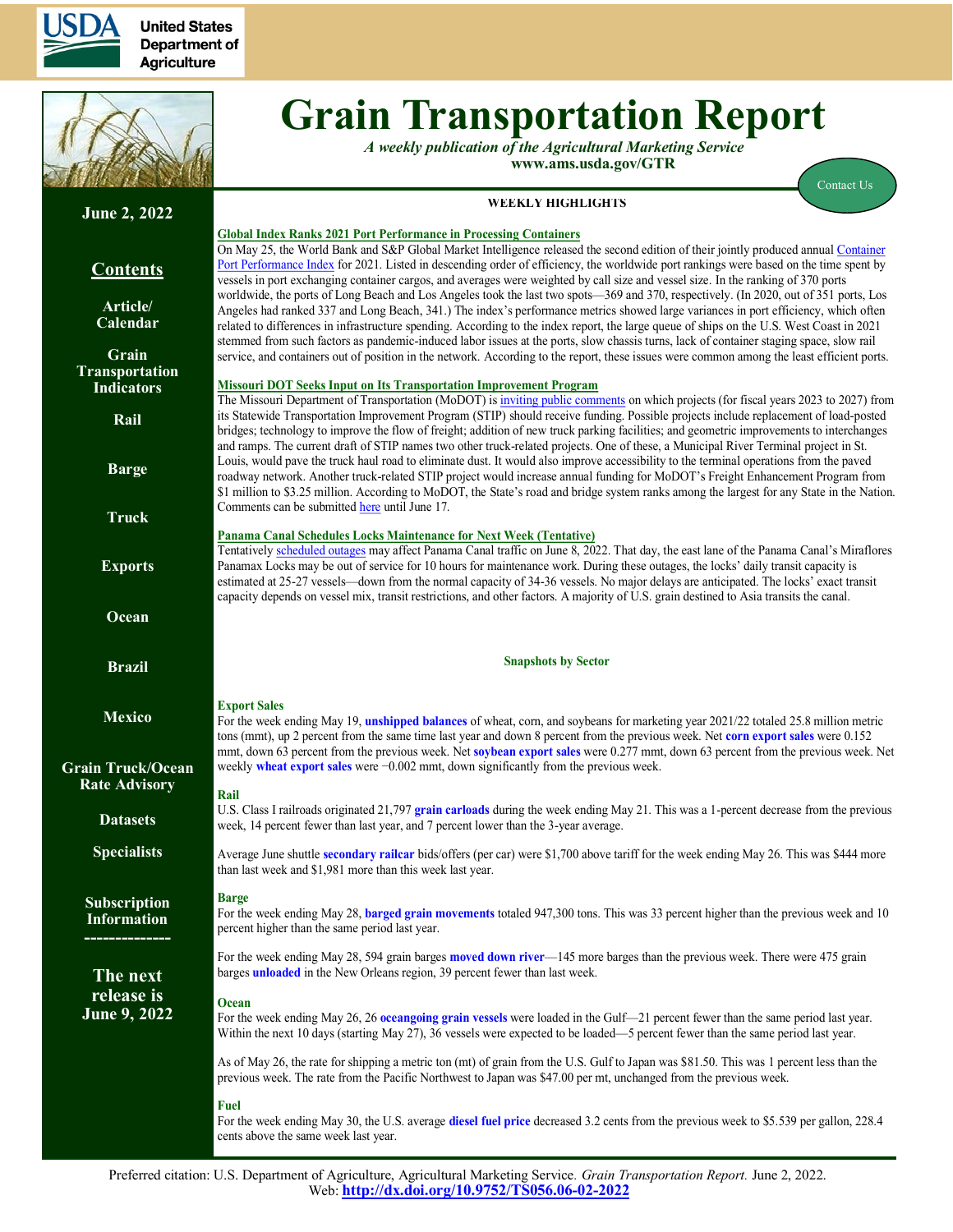# Grain Transportation Report

*A weekly publication of the Agricultural Marketing Service*
**www.ams.usda.gov/GTR**

Contact Us

**June 2, 2022**

## Contents

- Article/ Calendar
- Grain Transportation Indicators
- Rail
- Barge
- Truck
- Exports
- Ocean
- Brazil
- Mexico
- Grain Truck/Ocean Rate Advisory
- Datasets
- Specialists
- Subscription Information

--------------

**The next release is June 9, 2022**

## WEEKLY HIGHLIGHTS

### Global Index Ranks 2021 Port Performance in Processing Containers

On May 25, the World Bank and S&P Global Market Intelligence released the second edition of their jointly produced annual Container Port Performance Index for 2021. Listed in descending order of efficiency, the worldwide port rankings were based on the time spent by vessels in port exchanging container cargos, and averages were weighted by call size and vessel size. In the ranking of 370 ports worldwide, the ports of Long Beach and Los Angeles took the last two spots—369 and 370, respectively. (In 2020, out of 351 ports, Los Angeles had ranked 337 and Long Beach, 341.) The index's performance metrics showed large variances in port efficiency, which often related to differences in infrastructure spending. According to the index report, the large queue of ships on the U.S. West Coast in 2021 stemmed from such factors as pandemic-induced labor issues at the ports, slow chassis turns, lack of container staging space, slow rail service, and containers out of position in the network. According to the report, these issues were common among the least efficient ports.

### Missouri DOT Seeks Input on Its Transportation Improvement Program

The Missouri Department of Transportation (MoDOT) is inviting public comments on which projects (for fiscal years 2023 to 2027) from its Statewide Transportation Improvement Program (STIP) should receive funding. Possible projects include replacement of load-posted bridges; technology to improve the flow of freight; addition of new truck parking facilities; and geometric improvements to interchanges and ramps. The current draft of STIP names two other truck-related projects. One of these, a Municipal River Terminal project in St. Louis, would pave the truck haul road to eliminate dust. It would also improve accessibility to the terminal operations from the paved roadway network. Another truck-related STIP project would increase annual funding for MoDOT's Freight Enhancement Program from $1 million to $3.25 million. According to MoDOT, the State's road and bridge system ranks among the largest for any State in the Nation. Comments can be submitted here until June 17.

### Panama Canal Schedules Locks Maintenance for Next Week (Tentative)

Tentatively scheduled outages may affect Panama Canal traffic on June 8, 2022. That day, the east lane of the Panama Canal's Miraflores Panamax Locks may be out of service for 10 hours for maintenance work. During these outages, the locks' daily transit capacity is estimated at 25-27 vessels—down from the normal capacity of 34-36 vessels. No major delays are anticipated. The locks' exact transit capacity depends on vessel mix, transit restrictions, and other factors. A majority of U.S. grain destined to Asia transits the canal.

## Snapshots by Sector

### Export Sales

For the week ending May 19, **unshipped balances** of wheat, corn, and soybeans for marketing year 2021/22 totaled 25.8 million metric tons (mmt), up 2 percent from the same time last year and down 8 percent from the previous week. Net **corn export sales** were 0.152 mmt, down 63 percent from the previous week. Net **soybean export sales** were 0.277 mmt, down 63 percent from the previous week. Net weekly **wheat export sales** were −0.002 mmt, down significantly from the previous week.

### Rail

U.S. Class I railroads originated 21,797 **grain carloads** during the week ending May 21. This was a 1-percent decrease from the previous week, 14 percent fewer than last year, and 7 percent lower than the 3-year average.

Average June shuttle **secondary railcar** bids/offers (per car) were $1,700 above tariff for the week ending May 26. This was $444 more than last week and $1,981 more than this week last year.

### Barge

For the week ending May 28, **barged grain movements** totaled 947,300 tons. This was 33 percent higher than the previous week and 10 percent higher than the same period last year.

For the week ending May 28, 594 grain barges **moved down river**—145 more barges than the previous week. There were 475 grain barges **unloaded** in the New Orleans region, 39 percent fewer than last week.

### Ocean

For the week ending May 26, 26 **oceangoing grain vessels** were loaded in the Gulf—21 percent fewer than the same period last year. Within the next 10 days (starting May 27), 36 vessels were expected to be loaded—5 percent fewer than the same period last year.

As of May 26, the rate for shipping a metric ton (mt) of grain from the U.S. Gulf to Japan was $81.50. This was 1 percent less than the previous week. The rate from the Pacific Northwest to Japan was $47.00 per mt, unchanged from the previous week.

### Fuel

For the week ending May 30, the U.S. average **diesel fuel price** decreased 3.2 cents from the previous week to $5.539 per gallon, 228.4 cents above the same week last year.

Preferred citation: U.S. Department of Agriculture, Agricultural Marketing Service. *Grain Transportation Report.* June 2, 2022. Web: **http://dx.doi.org/10.9752/TS056.06-02-2022**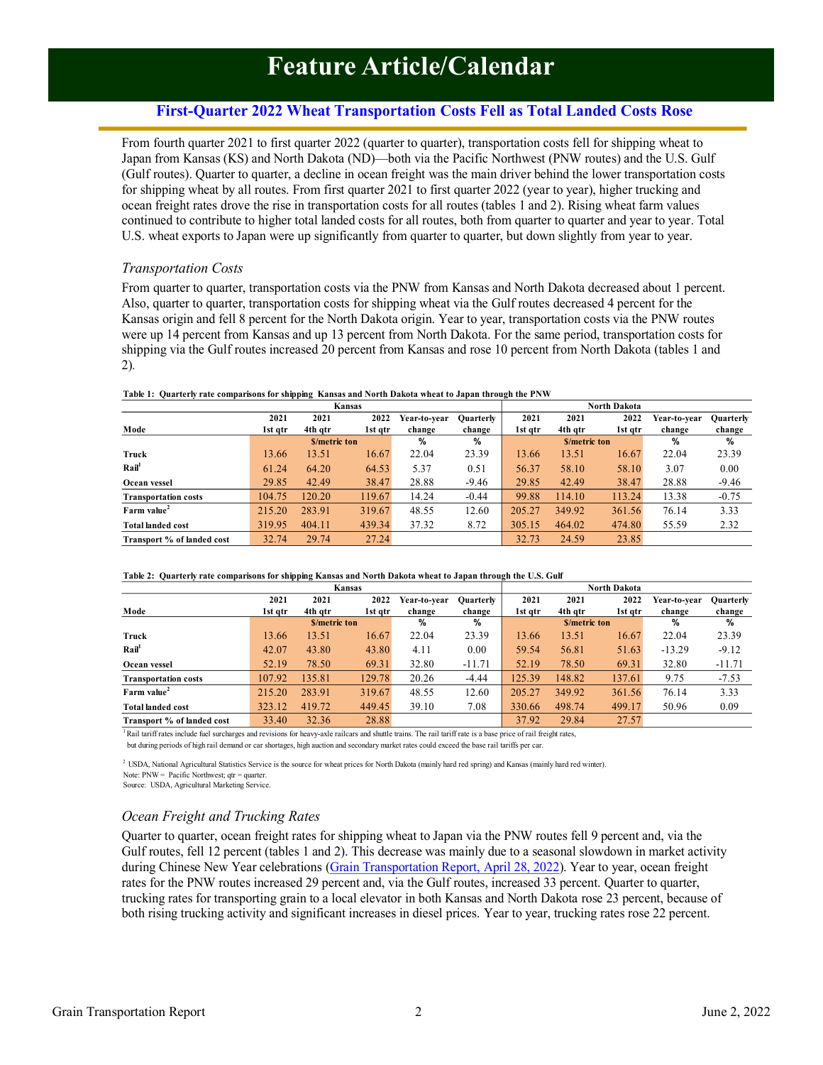# Feature Article/Calendar

## First-Quarter 2022 Wheat Transportation Costs Fell as Total Landed Costs Rose

From fourth quarter 2021 to first quarter 2022 (quarter to quarter), transportation costs fell for shipping wheat to Japan from Kansas (KS) and North Dakota (ND)—both via the Pacific Northwest (PNW routes) and the U.S. Gulf (Gulf routes). Quarter to quarter, a decline in ocean freight was the main driver behind the lower transportation costs for shipping wheat by all routes. From first quarter 2021 to first quarter 2022 (year to year), higher trucking and ocean freight rates drove the rise in transportation costs for all routes (tables 1 and 2). Rising wheat farm values continued to contribute to higher total landed costs for all routes, both from quarter to quarter and year to year. Total U.S. wheat exports to Japan were up significantly from quarter to quarter, but down slightly from year to year.

### *Transportation Costs*

From quarter to quarter, transportation costs via the PNW from Kansas and North Dakota decreased about 1 percent. Also, quarter to quarter, transportation costs for shipping wheat via the Gulf routes decreased 4 percent for the Kansas origin and fell 8 percent for the North Dakota origin. Year to year, transportation costs via the PNW routes were up 14 percent from Kansas and up 13 percent from North Dakota. For the same period, transportation costs for shipping via the Gulf routes increased 20 percent from Kansas and rose 10 percent from North Dakota (tables 1 and 2).

**Table 1: Quarterly rate comparisons for shipping Kansas and North Dakota wheat to Japan through the PNW**

| | Kansas | | | | | North Dakota | | | | |
|---|---|---|---|---|---|---|---|---|---|---|
| Mode | 2021 1st qtr | 2021 4th qtr | 2022 1st qtr | Year-to-year change | Quarterly change | 2021 1st qtr | 2021 4th qtr | 2022 1st qtr | Year-to-year change | Quarterly change |
| | $/metric ton | | | % | % | $/metric ton | | | % | % |
| **Truck** | 13.66 | 13.51 | 16.67 | 22.04 | 23.39 | 13.66 | 13.51 | 16.67 | 22.04 | 23.39 |
| **Rail**[1] | 61.24 | 64.20 | 64.53 | 5.37 | 0.51 | 56.37 | 58.10 | 58.10 | 3.07 | 0.00 |
| **Ocean vessel** | 29.85 | 42.49 | 38.47 | 28.88 | -9.46 | 29.85 | 42.49 | 38.47 | 28.88 | -9.46 |
| **Transportation costs** | 104.75 | 120.20 | 119.67 | 14.24 | -0.44 | 99.88 | 114.10 | 113.24 | 13.38 | -0.75 |
| **Farm value**[2] | 215.20 | 283.91 | 319.67 | 48.55 | 12.60 | 205.27 | 349.92 | 361.56 | 76.14 | 3.33 |
| **Total landed cost** | 319.95 | 404.11 | 439.34 | 37.32 | 8.72 | 305.15 | 464.02 | 474.80 | 55.59 | 2.32 |
| **Transport % of landed cost** | 32.74 | 29.74 | 27.24 | | | 32.73 | 24.59 | 23.85 | | |

**Table 2: Quarterly rate comparisons for shipping Kansas and North Dakota wheat to Japan through the U.S. Gulf**

| | Kansas | | | | | North Dakota | | | | |
|---|---|---|---|---|---|---|---|---|---|---|
| Mode | 2021 1st qtr | 2021 4th qtr | 2022 1st qtr | Year-to-year change | Quarterly change | 2021 1st qtr | 2021 4th qtr | 2022 1st qtr | Year-to-year change | Quarterly change |
| | $/metric ton | | | % | % | $/metric ton | | | % | % |
| **Truck** | 13.66 | 13.51 | 16.67 | 22.04 | 23.39 | 13.66 | 13.51 | 16.67 | 22.04 | 23.39 |
| **Rail**[1] | 42.07 | 43.80 | 43.80 | 4.11 | 0.00 | 59.54 | 56.81 | 51.63 | -13.29 | -9.12 |
| **Ocean vessel** | 52.19 | 78.50 | 69.31 | 32.80 | -11.71 | 52.19 | 78.50 | 69.31 | 32.80 | -11.71 |
| **Transportation costs** | 107.92 | 135.81 | 129.78 | 20.26 | -4.44 | 125.39 | 148.82 | 137.61 | 9.75 | -7.53 |
| **Farm value**[2] | 215.20 | 283.91 | 319.67 | 48.55 | 12.60 | 205.27 | 349.92 | 361.56 | 76.14 | 3.33 |
| **Total landed cost** | 323.12 | 419.72 | 449.45 | 39.10 | 7.08 | 330.66 | 498.74 | 499.17 | 50.96 | 0.09 |
| **Transport % of landed cost** | 33.40 | 32.36 | 28.88 | | | 37.92 | 29.84 | 27.57 | | |

[1] Rail tariff rates include fuel surcharges and revisions for heavy-axle railcars and shuttle trains. The rail tariff rate is a base price of rail freight rates, but during periods of high rail demand or car shortages, high auction and secondary market rates could exceed the base rail tariffs per car.

[2] USDA, National Agricultural Statistics Service is the source for wheat prices for North Dakota (mainly hard red spring) and Kansas (mainly hard red winter).

Note: PNW = Pacific Northwest; qtr = quarter.

Source: USDA, Agricultural Marketing Service.

### *Ocean Freight and Trucking Rates*

Quarter to quarter, ocean freight rates for shipping wheat to Japan via the PNW routes fell 9 percent and, via the Gulf routes, fell 12 percent (tables 1 and 2). This decrease was mainly due to a seasonal slowdown in market activity during Chinese New Year celebrations (Grain Transportation Report, April 28, 2022). Year to year, ocean freight rates for the PNW routes increased 29 percent and, via the Gulf routes, increased 33 percent. Quarter to quarter, trucking rates for transporting grain to a local elevator in both Kansas and North Dakota rose 23 percent, because of both rising trucking activity and significant increases in diesel prices. Year to year, trucking rates rose 22 percent.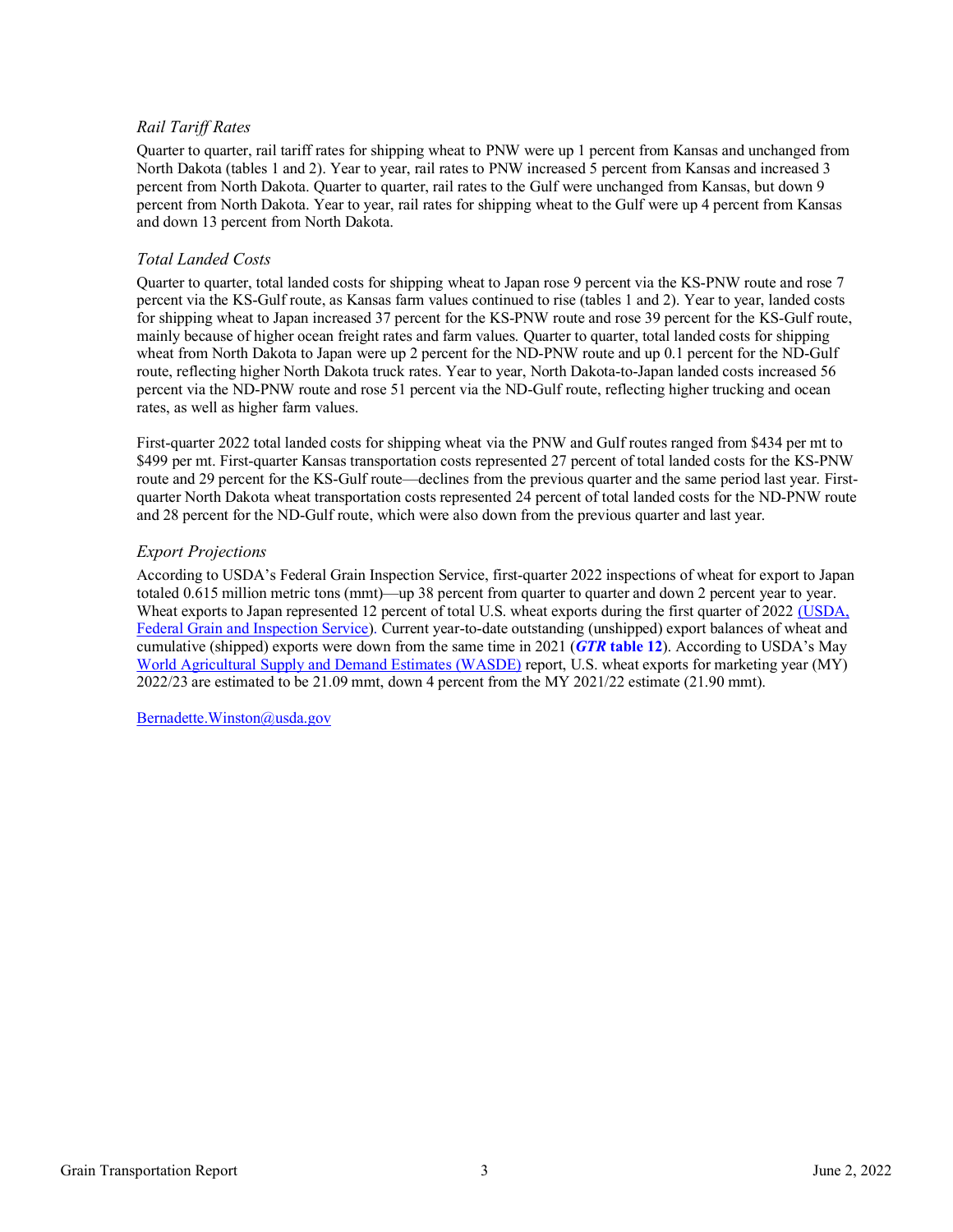### *Rail Tariff Rates*

Quarter to quarter, rail tariff rates for shipping wheat to PNW were up 1 percent from Kansas and unchanged from North Dakota (tables 1 and 2). Year to year, rail rates to PNW increased 5 percent from Kansas and increased 3 percent from North Dakota. Quarter to quarter, rail rates to the Gulf were unchanged from Kansas, but down 9 percent from North Dakota. Year to year, rail rates for shipping wheat to the Gulf were up 4 percent from Kansas and down 13 percent from North Dakota.

### *Total Landed Costs*

Quarter to quarter, total landed costs for shipping wheat to Japan rose 9 percent via the KS-PNW route and rose 7 percent via the KS-Gulf route, as Kansas farm values continued to rise (tables 1 and 2). Year to year, landed costs for shipping wheat to Japan increased 37 percent for the KS-PNW route and rose 39 percent for the KS-Gulf route, mainly because of higher ocean freight rates and farm values. Quarter to quarter, total landed costs for shipping wheat from North Dakota to Japan were up 2 percent for the ND-PNW route and up 0.1 percent for the ND-Gulf route, reflecting higher North Dakota truck rates. Year to year, North Dakota-to-Japan landed costs increased 56 percent via the ND-PNW route and rose 51 percent via the ND-Gulf route, reflecting higher trucking and ocean rates, as well as higher farm values.

First-quarter 2022 total landed costs for shipping wheat via the PNW and Gulf routes ranged from $434 per mt to $499 per mt. First-quarter Kansas transportation costs represented 27 percent of total landed costs for the KS-PNW route and 29 percent for the KS-Gulf route—declines from the previous quarter and the same period last year. First-quarter North Dakota wheat transportation costs represented 24 percent of total landed costs for the ND-PNW route and 28 percent for the ND-Gulf route, which were also down from the previous quarter and last year.

### *Export Projections*

According to USDA's Federal Grain Inspection Service, first-quarter 2022 inspections of wheat for export to Japan totaled 0.615 million metric tons (mmt)—up 38 percent from quarter to quarter and down 2 percent year to year. Wheat exports to Japan represented 12 percent of total U.S. wheat exports during the first quarter of 2022 (USDA, Federal Grain and Inspection Service). Current year-to-date outstanding (unshipped) export balances of wheat and cumulative (shipped) exports were down from the same time in 2021 (***GTR* table 12**). According to USDA's May World Agricultural Supply and Demand Estimates (WASDE) report, U.S. wheat exports for marketing year (MY) 2022/23 are estimated to be 21.09 mmt, down 4 percent from the MY 2021/22 estimate (21.90 mmt).

Bernadette.Winston@usda.gov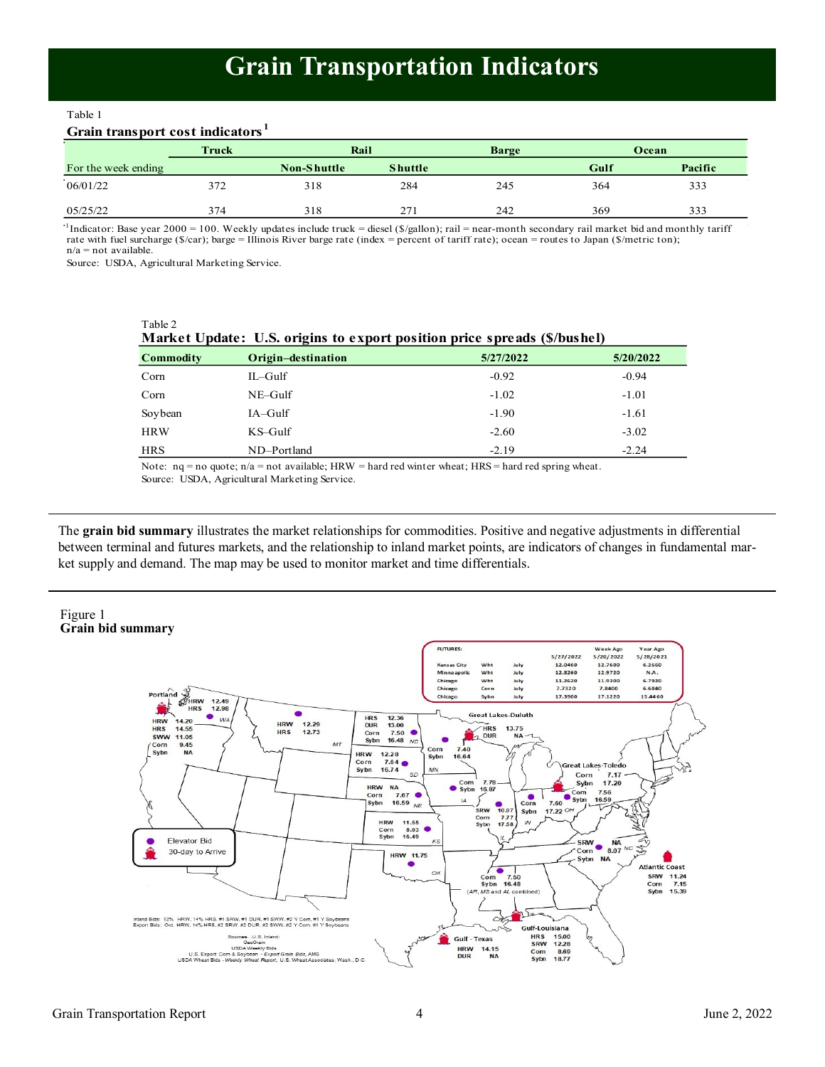# Grain Transportation Indicators

Table 1

**Grain transport cost indicators**[1]

| | Truck | Rail | | Barge | Ocean | |
|---|---|---|---|---|---|---|
| For the week ending | | Non-Shuttle | Shuttle | | Gulf | Pacific |
| 06/01/22 | 372 | 318 | 284 | 245 | 364 | 333 |
| 05/25/22 | 374 | 318 | 271 | 242 | 369 | 333 |

[1]Indicator: Base year 2000 = 100. Weekly updates include truck = diesel ($/gallon); rail = near-month secondary rail market bid and monthly tariff rate with fuel surcharge ($/car); barge = Illinois River barge rate (index = percent of tariff rate); ocean = routes to Japan ($/metric ton); n/a = not available.

Source: USDA, Agricultural Marketing Service.

Table 2

**Market Update: U.S. origins to export position price spreads ($/bushel)**

| Commodity | Origin–destination | 5/27/2022 | 5/20/2022 |
|---|---|---|---|
| Corn | IL–Gulf | -0.92 | -0.94 |
| Corn | NE–Gulf | -1.02 | -1.01 |
| Soybean | IA–Gulf | -1.90 | -1.61 |
| HRW | KS–Gulf | -2.60 | -3.02 |
| HRS | ND–Portland | -2.19 | -2.24 |

Note: nq = no quote; n/a = not available; HRW = hard red winter wheat; HRS = hard red spring wheat.

Source: USDA, Agricultural Marketing Service.

The **grain bid summary** illustrates the market relationships for commodities. Positive and negative adjustments in differential between terminal and futures markets, and the relationship to inland market points, are indicators of changes in fundamental market supply and demand. The map may be used to monitor market and time differentials.

Figure 1

**Grain bid summary**

| FUTURES: | | | 5/27/2022 | Week Ago 5/20/2022 | Year Ago 5/28/2021 |
|---|---|---|---|---|---|
| Kansas City | Wht | July | 12.0460 | 12.7600 | 6.2660 |
| Minneapolis | Wht | July | 12.8260 | 12.9720 | N.A. |
| Chicago | Wht | July | 11.2620 | 11.9300 | 6.7920 |
| Chicago | Corn | July | 7.7320 | 7.8400 | 6.6840 |
| Chicago | Sybn | July | 17.3900 | 17.1220 | 15.4460 |

Portland: HRW 12.49, HRS 12.98 (30-day to arrive: HRW 14.20, HRS 14.55, SWW 11.05, Corn 9.45, Sybn NA)

MT: HRW 12.29, HRS 12.73

ND: HRS 12.36, DUR 13.00, Corn 7.50, Sybn 16.48

Great Lakes-Duluth: HRS 13.75, DUR NA

MN: Corn 7.40, Sybn 16.64

SD: HRW 12.28, Corn 7.64, Sybn 16.74

NE: HRW NA, Corn 7.67, Sybn 16.59

IA: Corn 7.78, Sybn 16.87

KS: HRW 11.55, Corn 8.03, Sybn 16.49

OK: HRW 11.75

IL: SRW 10.87, Corn 7.77, Sybn 17.58

IN: Corn 7.60, Sybn 17.22

OH: Corn 7.56, Sybn 16.59

Great Lakes-Toledo: Corn 7.17, Sybn 17.20

NC: SRW NA, Corn 8.07, Sybn NA

Atlantic Coast: SRW 11.24, Corn 7.15, Sybn 15.39

AR, MS and AL combined: Corn 7.50, Sybn 16.48

Gulf-Louisiana: HRS 15.00, SRW 12.28, Corn 8.69, Sybn 18.77

Gulf-Texas: HRW 14.15, DUR NA

Elevator Bid / 30-day to Arrive

Inland Bids: 12% HRW, 14% HRS, #1 SRW, #1 DUR, #1 SWW, #2 Y Corn, #1 Y Soybeans
Export Bids: Ord. HRW, 14% HRS, #2 SRW, #2 DUR, #2 SWW, #2 Y Corn, #1 Y Soybeans

Sources: U.S. Inland: GeoGrain, USDA Weekly Bids; U.S. Export: Corn & Soybean - Export Grain Bids, AMS; USDA Wheat Bids - Weekly Wheat Report, U.S. Wheat Associates, Wash., D.C.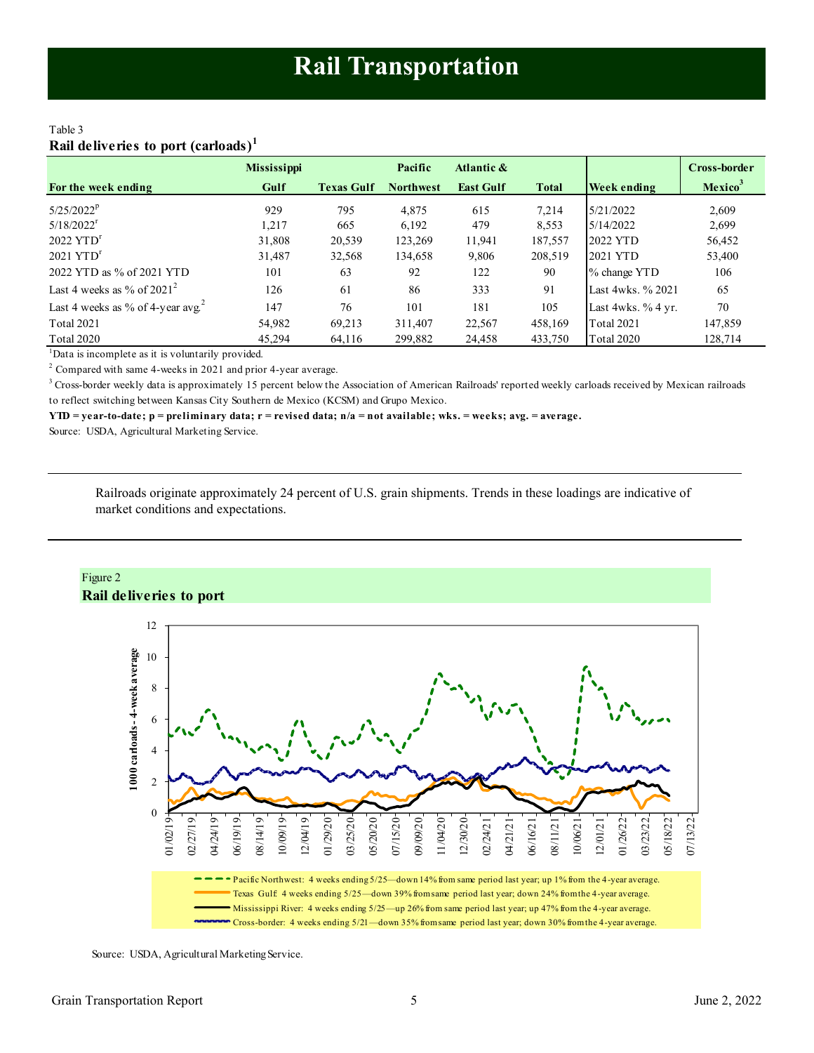# Rail Transportation

Table 3

**Rail deliveries to port (carloads)**[1]

| For the week ending | Mississippi Gulf | Texas Gulf | Pacific Northwest | Atlantic & East Gulf | Total | Week ending | Cross-border Mexico[3] |
|---|---|---|---|---|---|---|---|
| 5/25/2022[p] | 929 | 795 | 4,875 | 615 | 7,214 | 5/21/2022 | 2,609 |
| 5/18/2022[r] | 1,217 | 665 | 6,192 | 479 | 8,553 | 5/14/2022 | 2,699 |
| 2022 YTD[r] | 31,808 | 20,539 | 123,269 | 11,941 | 187,557 | 2022 YTD | 56,452 |
| 2021 YTD[r] | 31,487 | 32,568 | 134,658 | 9,806 | 208,519 | 2021 YTD | 53,400 |
| 2022 YTD as % of 2021 YTD | 101 | 63 | 92 | 122 | 90 | % change YTD | 106 |
| Last 4 weeks as % of 2021[2] | 126 | 61 | 86 | 333 | 91 | Last 4wks. % 2021 | 65 |
| Last 4 weeks as % of 4-year avg.[2] | 147 | 76 | 101 | 181 | 105 | Last 4wks. % 4 yr. | 70 |
| Total 2021 | 54,982 | 69,213 | 311,407 | 22,567 | 458,169 | Total 2021 | 147,859 |
| Total 2020 | 45,294 | 64,116 | 299,882 | 24,458 | 433,750 | Total 2020 | 128,714 |

[1]Data is incomplete as it is voluntarily provided.

[2] Compared with same 4-weeks in 2021 and prior 4-year average.

[3] Cross-border weekly data is approximately 15 percent below the Association of American Railroads' reported weekly carloads received by Mexican railroads to reflect switching between Kansas City Southern de Mexico (KCSM) and Grupo Mexico.

**YTD = year-to-date; p = preliminary data; r = revised data; n/a = not available; wks. = weeks; avg. = average.**

Source: USDA, Agricultural Marketing Service.

---

Railroads originate approximately 24 percent of U.S. grain shipments. Trends in these loadings are indicative of market conditions and expectations.

---

Figure 2

**Rail deliveries to port**

- Pacific Northwest: 4 weeks ending 5/25—down 14% from same period last year; up 1% from the 4-year average.
- Texas Gulf: 4 weeks ending 5/25—down 39% from same period last year; down 24% from the 4-year average.
- Mississippi River: 4 weeks ending 5/25—up 26% from same period last year; up 47% from the 4-year average.
- Cross-border: 4 weeks ending 5/21—down 35% from same period last year; down 30% from the 4-year average.

Source: USDA, Agricultural Marketing Service.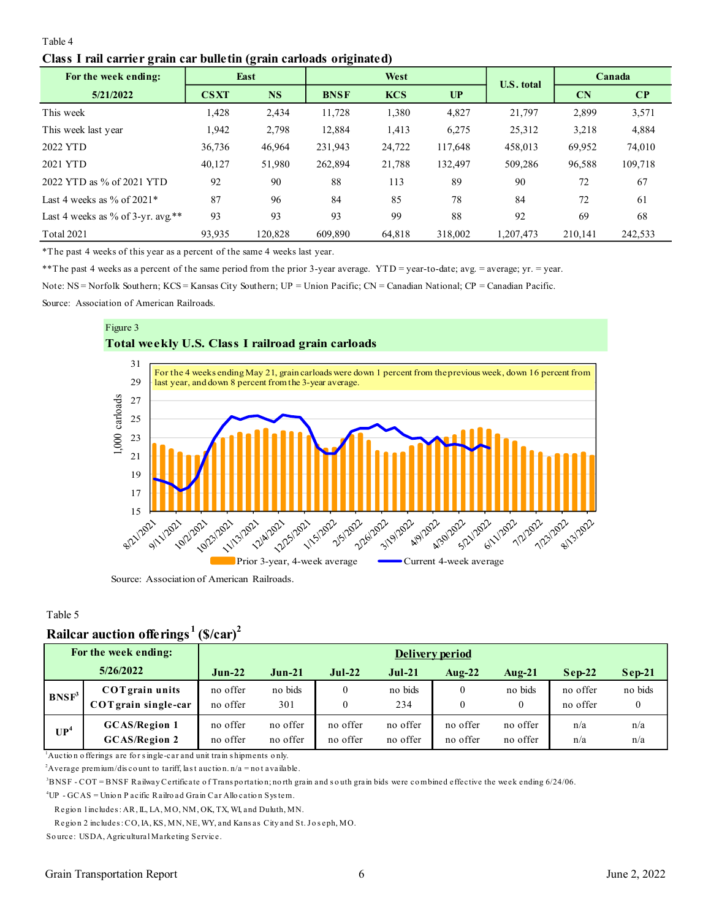Table 4

**Class I rail carrier grain car bulletin (grain carloads originated)**

| For the week ending: | East | | West | | | U.S. total | Canada | |
|---|---|---|---|---|---|---|---|---|
| 5/21/2022 | CSXT | NS | BNSF | KCS | UP | | CN | CP |
| This week | 1,428 | 2,434 | 11,728 | 1,380 | 4,827 | 21,797 | 2,899 | 3,571 |
| This week last year | 1,942 | 2,798 | 12,884 | 1,413 | 6,275 | 25,312 | 3,218 | 4,884 |
| 2022 YTD | 36,736 | 46,964 | 231,943 | 24,722 | 117,648 | 458,013 | 69,952 | 74,010 |
| 2021 YTD | 40,127 | 51,980 | 262,894 | 21,788 | 132,497 | 509,286 | 96,588 | 109,718 |
| 2022 YTD as % of 2021 YTD | 92 | 90 | 88 | 113 | 89 | 90 | 72 | 67 |
| Last 4 weeks as % of 2021* | 87 | 96 | 84 | 85 | 78 | 84 | 72 | 61 |
| Last 4 weeks as % of 3-yr. avg.** | 93 | 93 | 93 | 99 | 88 | 92 | 69 | 68 |
| Total 2021 | 93,935 | 120,828 | 609,890 | 64,818 | 318,002 | 1,207,473 | 210,141 | 242,533 |

*The past 4 weeks of this year as a percent of the same 4 weeks last year.

**The past 4 weeks as a percent of the same period from the prior 3-year average. YTD = year-to-date; avg. = average; yr. = year.

Note: NS = Norfolk Southern; KCS = Kansas City Southern; UP = Union Pacific; CN = Canadian National; CP = Canadian Pacific.

Source: Association of American Railroads.

Figure 3

**Total weekly U.S. Class I railroad grain carloads**

For the 4 weeks ending May 21, grain carloads were down 1 percent from the previous week, down 16 percent from last year, and down 8 percent from the 3-year average.

Prior 3-year, 4-week average — Current 4-week average

Source: Association of American Railroads.

Table 5

**Railcar auction offerings[1] ($/car)[2]**

| For the week ending: 5/26/2022 | | Delivery period | | | | | | | |
|---|---|---|---|---|---|---|---|---|---|
| | | Jun-22 | Jun-21 | Jul-22 | Jul-21 | Aug-22 | Aug-21 | Sep-22 | Sep-21 |
| BNSF[3] | COT grain units | no offer | no bids | 0 | no bids | 0 | no bids | no offer | no bids |
| | COT grain single-car | no offer | 301 | 0 | 234 | 0 | 0 | no offer | 0 |
| UP[4] | GCAS/Region 1 | no offer | no offer | no offer | no offer | no offer | no offer | n/a | n/a |
| | GCAS/Region 2 | no offer | no offer | no offer | no offer | no offer | no offer | n/a | n/a |

[1]Auction offerings are for single-car and unit train shipments only.

[2]Average premium/discount to tariff, last auction. n/a = not available.

[3]BNSF - COT = BNSF Railway Certificate of Transportation; north grain and south grain bids were combined effective the week ending 6/24/06.

[4]UP - GCAS = Union Pacific Railroad Grain Car Allocation System.

Region 1 includes: AR, IL, LA, MO, NM, OK, TX, WI, and Duluth, MN.

Region 2 includes: CO, IA, KS, MN, NE, WY, and Kansas City and St. Joseph, MO.

Source: USDA, Agricultural Marketing Service.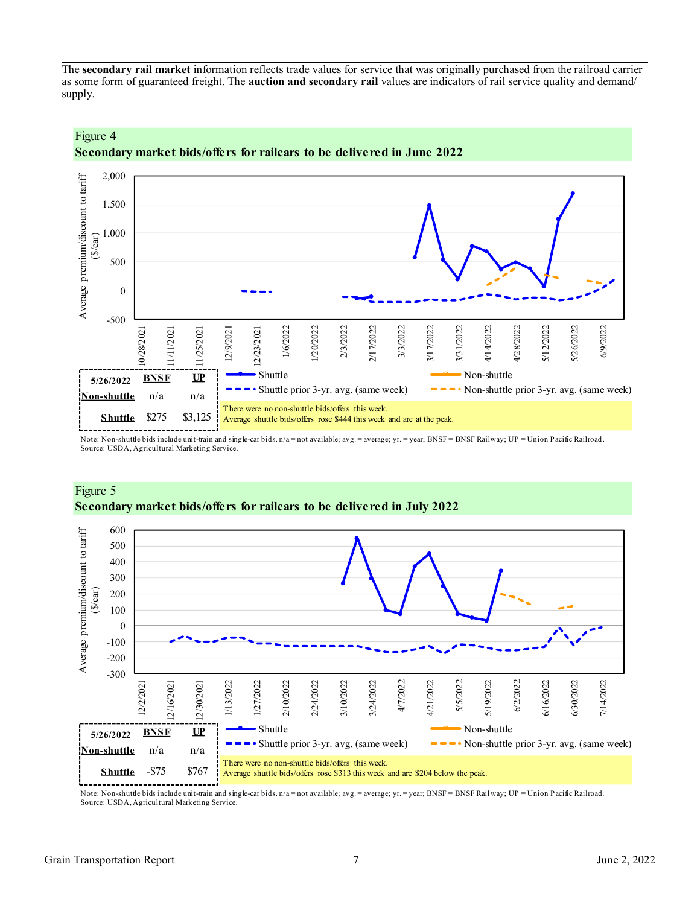The **secondary rail market** information reflects trade values for service that was originally purchased from the railroad carrier as some form of guaranteed freight. The **auction and secondary rail** values are indicators of rail service quality and demand/ supply.

## Figure 4
## Secondary market bids/offers for railcars to be delivered in June 2022

| 5/26/2022 | BNSF | UP |
|---|---|---|
| Non-shuttle | n/a | n/a |
| Shuttle | $275 | $3,125 |

There were no non-shuttle bids/offers this week.
Average shuttle bids/offers rose $444 this week and are at the peak.

Note: Non-shuttle bids include unit-train and single-car bids. n/a = not available; avg. = average; yr. = year; BNSF = BNSF Railway; UP = Union Pacific Railroad.
Source: USDA, Agricultural Marketing Service.

## Figure 5
## Secondary market bids/offers for railcars to be delivered in July 2022

| 5/26/2022 | BNSF | UP |
|---|---|---|
| Non-shuttle | n/a | n/a |
| Shuttle | -$75 | $767 |

There were no non-shuttle bids/offers this week.
Average shuttle bids/offers rose $313 this week and are $204 below the peak.

Note: Non-shuttle bids include unit-train and single-car bids. n/a = not available; avg. = average; yr. = year; BNSF = BNSF Railway; UP = Union Pacific Railroad.
Source: USDA, Agricultural Marketing Service.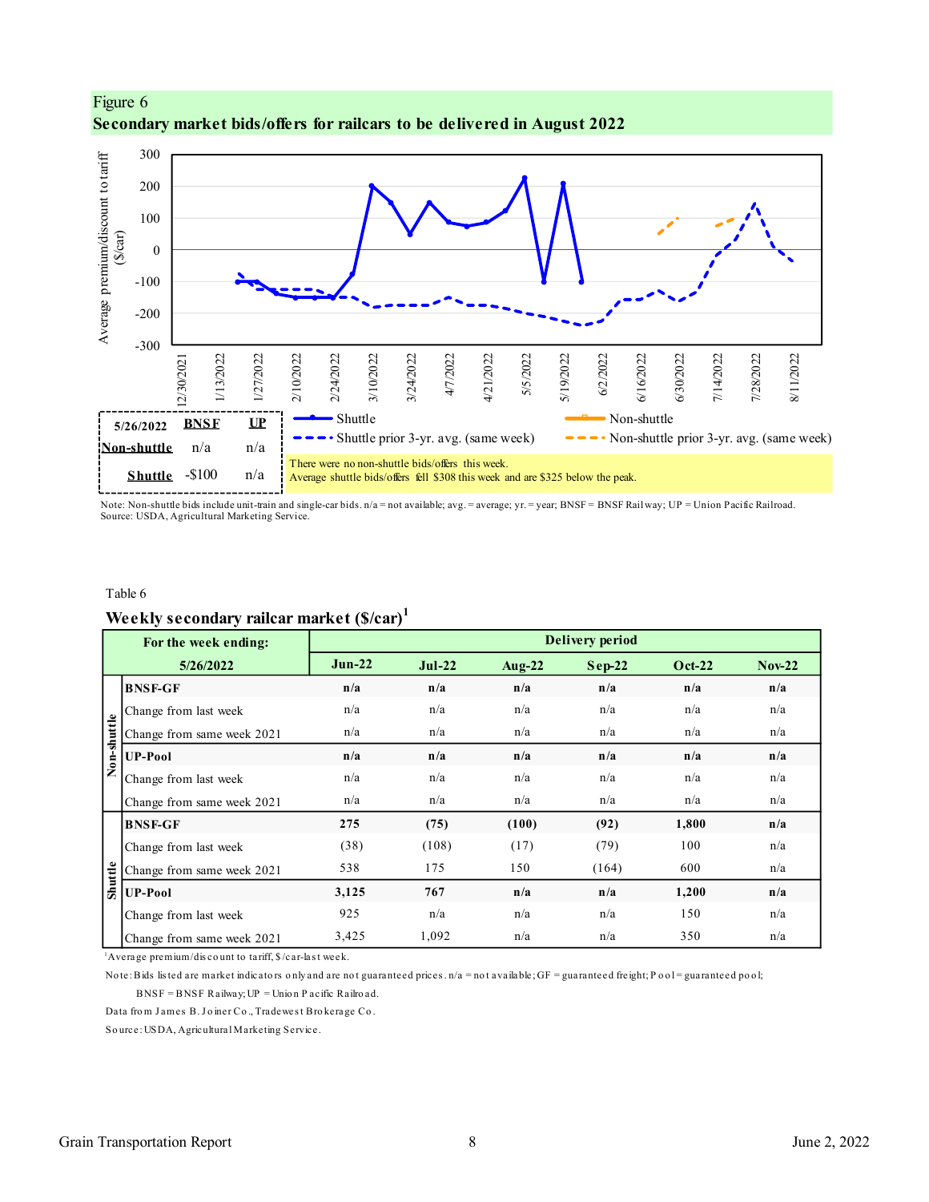Figure 6
**Secondary market bids/offers for railcars to be delivered in August 2022**

| 5/26/2022 | BNSF | UP |
|---|---|---|
| Non-shuttle | n/a | n/a |
| Shuttle | -$100 | n/a |

There were no non-shuttle bids/offers this week.
Average shuttle bids/offers fell $308 this week and are $325 below the peak.

Note: Non-shuttle bids include unit-train and single-car bids. n/a = not available; avg. = average; yr. = year; BNSF = BNSF Railway; UP = Union Pacific Railroad.
Source: USDA, Agricultural Marketing Service.

Table 6
**Weekly secondary railcar market ($/car)**[1]

| | For the week ending: 5/26/2022 | Delivery period | | | | | |
|---|---|---|---|---|---|---|---|
| | | **Jun-22** | **Jul-22** | **Aug-22** | **Sep-22** | **Oct-22** | **Nov-22** |
| Non-shuttle | **BNSF-GF** | **n/a** | **n/a** | **n/a** | **n/a** | **n/a** | **n/a** |
| | Change from last week | n/a | n/a | n/a | n/a | n/a | n/a |
| | Change from same week 2021 | n/a | n/a | n/a | n/a | n/a | n/a |
| | **UP-Pool** | **n/a** | **n/a** | **n/a** | **n/a** | **n/a** | **n/a** |
| | Change from last week | n/a | n/a | n/a | n/a | n/a | n/a |
| | Change from same week 2021 | n/a | n/a | n/a | n/a | n/a | n/a |
| Shuttle | **BNSF-GF** | **275** | **(75)** | **(100)** | **(92)** | **1,800** | **n/a** |
| | Change from last week | (38) | (108) | (17) | (79) | 100 | n/a |
| | Change from same week 2021 | 538 | 175 | 150 | (164) | 600 | n/a |
| | **UP-Pool** | **3,125** | **767** | **n/a** | **n/a** | **1,200** | **n/a** |
| | Change from last week | 925 | n/a | n/a | n/a | 150 | n/a |
| | Change from same week 2021 | 3,425 | 1,092 | n/a | n/a | 350 | n/a |

[1]Average premium/discount to tariff, $/car-last week.

Note: Bids listed are market indicators only and are not guaranteed prices. n/a = not available; GF = guaranteed freight; Pool = guaranteed pool; BNSF = BNSF Railway; UP = Union Pacific Railroad.

Data from James B. Joiner Co., Tradewest Brokerage Co.

Source: USDA, Agricultural Marketing Service.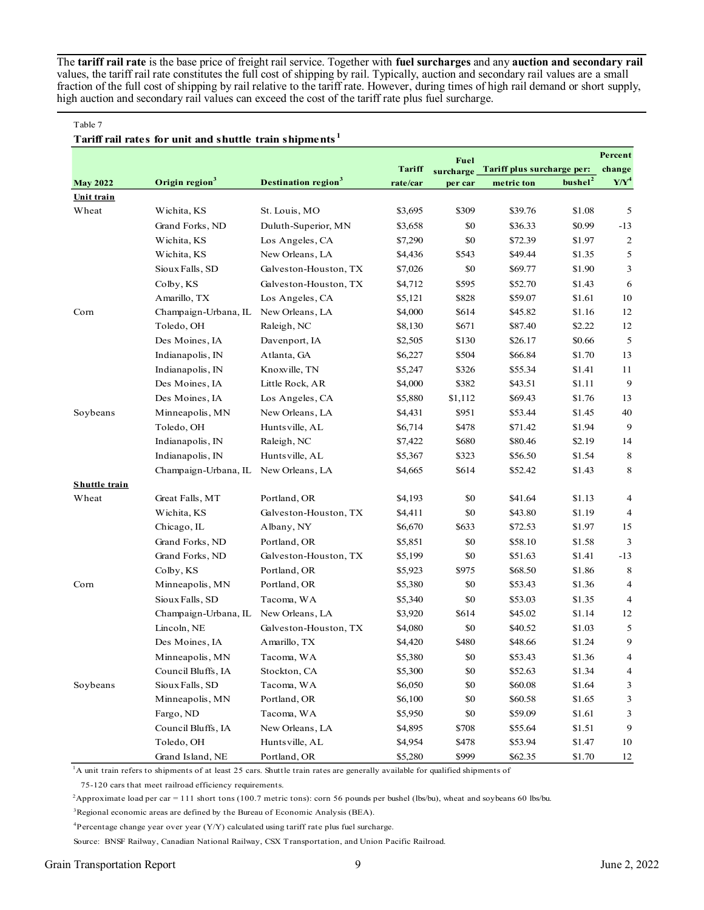The **tariff rail rate** is the base price of freight rail service. Together with **fuel surcharges** and any **auction and secondary rail** values, the tariff rail rate constitutes the full cost of shipping by rail. Typically, auction and secondary rail values are a small fraction of the full cost of shipping by rail relative to the tariff rate. However, during times of high rail demand or short supply, high auction and secondary rail values can exceed the cost of the tariff rate plus fuel surcharge.

Table 7

**Tariff rail rates for unit and shuttle train shipments**[1]

| May 2022 | Origin region[3] | Destination region[3] | Tariff rate/car | Fuel surcharge per car | Tariff plus surcharge per: metric ton | Tariff plus surcharge per: bushel[2] | Percent change Y/Y[4] |
|---|---|---|---|---|---|---|---|
| **Unit train** | | | | | | | |
| Wheat | Wichita, KS | St. Louis, MO | $3,695 | $309 | $39.76 | $1.08 | 5 |
| | Grand Forks, ND | Duluth-Superior, MN | $3,658 | $0 | $36.33 | $0.99 | -13 |
| | Wichita, KS | Los Angeles, CA | $7,290 | $0 | $72.39 | $1.97 | 2 |
| | Wichita, KS | New Orleans, LA | $4,436 | $543 | $49.44 | $1.35 | 5 |
| | Sioux Falls, SD | Galveston-Houston, TX | $7,026 | $0 | $69.77 | $1.90 | 3 |
| | Colby, KS | Galveston-Houston, TX | $4,712 | $595 | $52.70 | $1.43 | 6 |
| | Amarillo, TX | Los Angeles, CA | $5,121 | $828 | $59.07 | $1.61 | 10 |
| Corn | Champaign-Urbana, IL | New Orleans, LA | $4,000 | $614 | $45.82 | $1.16 | 12 |
| | Toledo, OH | Raleigh, NC | $8,130 | $671 | $87.40 | $2.22 | 12 |
| | Des Moines, IA | Davenport, IA | $2,505 | $130 | $26.17 | $0.66 | 5 |
| | Indianapolis, IN | Atlanta, GA | $6,227 | $504 | $66.84 | $1.70 | 13 |
| | Indianapolis, IN | Knoxville, TN | $5,247 | $326 | $55.34 | $1.41 | 11 |
| | Des Moines, IA | Little Rock, AR | $4,000 | $382 | $43.51 | $1.11 | 9 |
| | Des Moines, IA | Los Angeles, CA | $5,880 | $1,112 | $69.43 | $1.76 | 13 |
| Soybeans | Minneapolis, MN | New Orleans, LA | $4,431 | $951 | $53.44 | $1.45 | 40 |
| | Toledo, OH | Huntsville, AL | $6,714 | $478 | $71.42 | $1.94 | 9 |
| | Indianapolis, IN | Raleigh, NC | $7,422 | $680 | $80.46 | $2.19 | 14 |
| | Indianapolis, IN | Huntsville, AL | $5,367 | $323 | $56.50 | $1.54 | 8 |
| | Champaign-Urbana, IL | New Orleans, LA | $4,665 | $614 | $52.42 | $1.43 | 8 |
| **Shuttle train** | | | | | | | |
| Wheat | Great Falls, MT | Portland, OR | $4,193 | $0 | $41.64 | $1.13 | 4 |
| | Wichita, KS | Galveston-Houston, TX | $4,411 | $0 | $43.80 | $1.19 | 4 |
| | Chicago, IL | Albany, NY | $6,670 | $633 | $72.53 | $1.97 | 15 |
| | Grand Forks, ND | Portland, OR | $5,851 | $0 | $58.10 | $1.58 | 3 |
| | Grand Forks, ND | Galveston-Houston, TX | $5,199 | $0 | $51.63 | $1.41 | -13 |
| | Colby, KS | Portland, OR | $5,923 | $975 | $68.50 | $1.86 | 8 |
| Corn | Minneapolis, MN | Portland, OR | $5,380 | $0 | $53.43 | $1.36 | 4 |
| | Sioux Falls, SD | Tacoma, WA | $5,340 | $0 | $53.03 | $1.35 | 4 |
| | Champaign-Urbana, IL | New Orleans, LA | $3,920 | $614 | $45.02 | $1.14 | 12 |
| | Lincoln, NE | Galveston-Houston, TX | $4,080 | $0 | $40.52 | $1.03 | 5 |
| | Des Moines, IA | Amarillo, TX | $4,420 | $480 | $48.66 | $1.24 | 9 |
| | Minneapolis, MN | Tacoma, WA | $5,380 | $0 | $53.43 | $1.36 | 4 |
| | Council Bluffs, IA | Stockton, CA | $5,300 | $0 | $52.63 | $1.34 | 4 |
| Soybeans | Sioux Falls, SD | Tacoma, WA | $6,050 | $0 | $60.08 | $1.64 | 3 |
| | Minneapolis, MN | Portland, OR | $6,100 | $0 | $60.58 | $1.65 | 3 |
| | Fargo, ND | Tacoma, WA | $5,950 | $0 | $59.09 | $1.61 | 3 |
| | Council Bluffs, IA | New Orleans, LA | $4,895 | $708 | $55.64 | $1.51 | 9 |
| | Toledo, OH | Huntsville, AL | $4,954 | $478 | $53.94 | $1.47 | 10 |
| | Grand Island, NE | Portland, OR | $5,280 | $999 | $62.35 | $1.70 | 12 |

[1]A unit train refers to shipments of at least 25 cars. Shuttle train rates are generally available for qualified shipments of 75-120 cars that meet railroad efficiency requirements.

[2]Approximate load per car = 111 short tons (100.7 metric tons): corn 56 pounds per bushel (lbs/bu), wheat and soybeans 60 lbs/bu.

[3]Regional economic areas are defined by the Bureau of Economic Analysis (BEA).

[4]Percentage change year over year (Y/Y) calculated using tariff rate plus fuel surcharge.

Source: BNSF Railway, Canadian National Railway, CSX Transportation, and Union Pacific Railroad.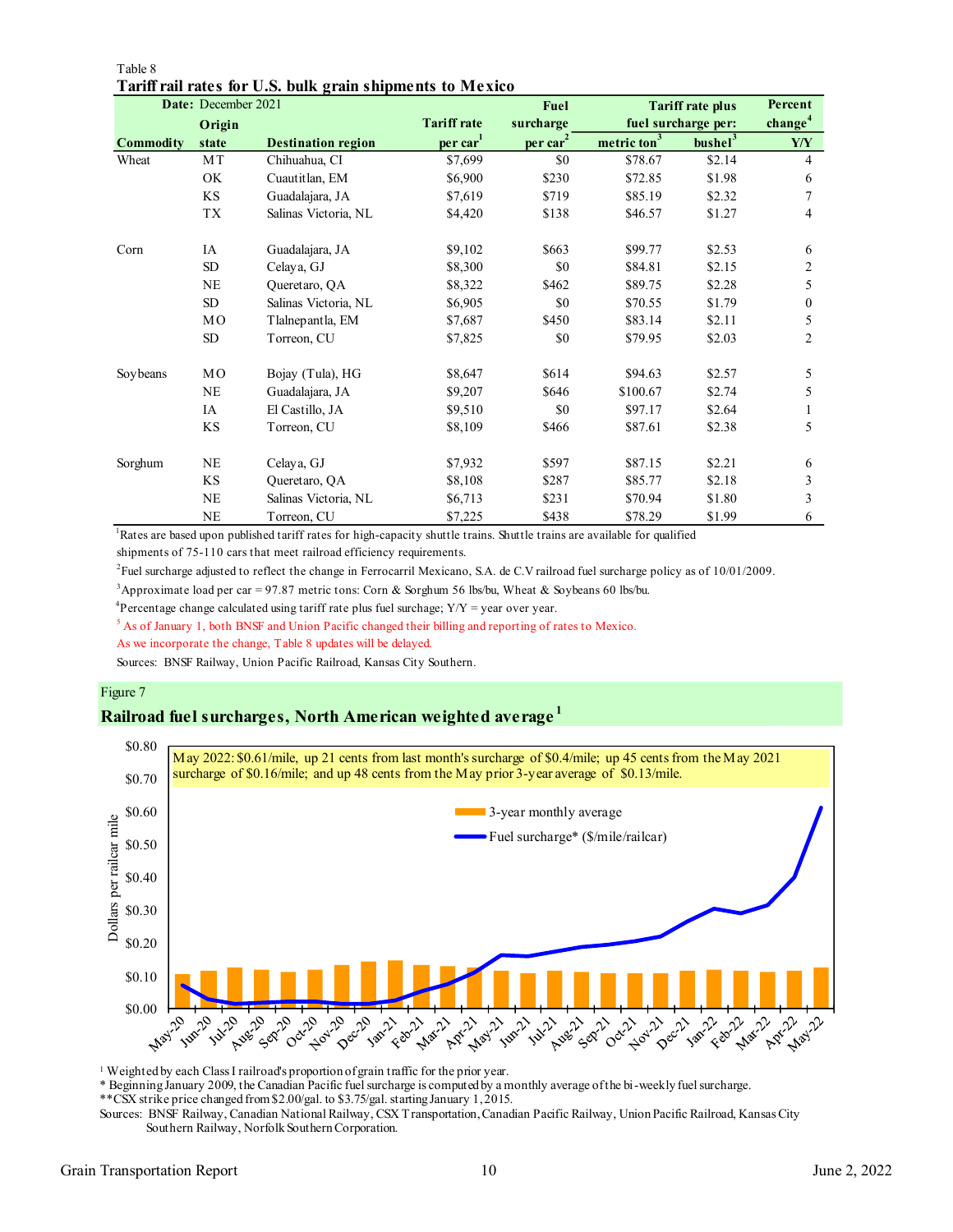Table 8

**Tariff rail rates for U.S. bulk grain shipments to Mexico**

| Date: December 2021 | | | | Fuel | Tariff rate plus fuel surcharge per: | | Percent change[4] |
|---|---|---|---|---|---|---|---|
| Commodity | Origin state | Destination region | Tariff rate per car[1] | surcharge per car[2] | metric ton[3] | bushel[3] | Y/Y |
| Wheat | MT | Chihuahua, CI | $7,699 | $0 | $78.67 | $2.14 | 4 |
| | OK | Cuautitlan, EM | $6,900 | $230 | $72.85 | $1.98 | 6 |
| | KS | Guadalajara, JA | $7,619 | $719 | $85.19 | $2.32 | 7 |
| | TX | Salinas Victoria, NL | $4,420 | $138 | $46.57 | $1.27 | 4 |
| Corn | IA | Guadalajara, JA | $9,102 | $663 | $99.77 | $2.53 | 6 |
| | SD | Celaya, GJ | $8,300 | $0 | $84.81 | $2.15 | 2 |
| | NE | Queretaro, QA | $8,322 | $462 | $89.75 | $2.28 | 5 |
| | SD | Salinas Victoria, NL | $6,905 | $0 | $70.55 | $1.79 | 0 |
| | MO | Tlalnepantla, EM | $7,687 | $450 | $83.14 | $2.11 | 5 |
| | SD | Torreon, CU | $7,825 | $0 | $79.95 | $2.03 | 2 |
| Soybeans | MO | Bojay (Tula), HG | $8,647 | $614 | $94.63 | $2.57 | 5 |
| | NE | Guadalajara, JA | $9,207 | $646 | $100.67 | $2.74 | 5 |
| | IA | El Castillo, JA | $9,510 | $0 | $97.17 | $2.64 | 1 |
| | KS | Torreon, CU | $8,109 | $466 | $87.61 | $2.38 | 5 |
| Sorghum | NE | Celaya, GJ | $7,932 | $597 | $87.15 | $2.21 | 6 |
| | KS | Queretaro, QA | $8,108 | $287 | $85.77 | $2.18 | 3 |
| | NE | Salinas Victoria, NL | $6,713 | $231 | $70.94 | $1.80 | 3 |
| | NE | Torreon, CU | $7,225 | $438 | $78.29 | $1.99 | 6 |

[1]Rates are based upon published tariff rates for high-capacity shuttle trains. Shuttle trains are available for qualified shipments of 75-110 cars that meet railroad efficiency requirements.

[2]Fuel surcharge adjusted to reflect the change in Ferrocarril Mexicano, S.A. de C.V railroad fuel surcharge policy as of 10/01/2009.

[3]Approximate load per car = 97.87 metric tons: Corn & Sorghum 56 lbs/bu, Wheat & Soybeans 60 lbs/bu.

[4]Percentage change calculated using tariff rate plus fuel surchage; Y/Y = year over year.

[5] As of January 1, both BNSF and Union Pacific changed their billing and reporting of rates to Mexico. As we incorporate the change, Table 8 updates will be delayed.

Sources: BNSF Railway, Union Pacific Railroad, Kansas City Southern.

Figure 7

**Railroad fuel surcharges, North American weighted average[1]**

May 2022: $0.61/mile, up 21 cents from last month's surcharge of $0.4/mile; up 45 cents from the May 2021 surcharge of $0.16/mile; and up 48 cents from the May prior 3-year average of $0.13/mile.

[1] Weighted by each Class I railroad's proportion of grain traffic for the prior year.
\* Beginning January 2009, the Canadian Pacific fuel surcharge is computed by a monthly average of the bi-weekly fuel surcharge.
\*\*CSX strike price changed from $2.00/gal. to $3.75/gal. starting January 1, 2015.
Sources: BNSF Railway, Canadian National Railway, CSX Transportation, Canadian Pacific Railway, Union Pacific Railroad, Kansas City Southern Railway, Norfolk Southern Corporation.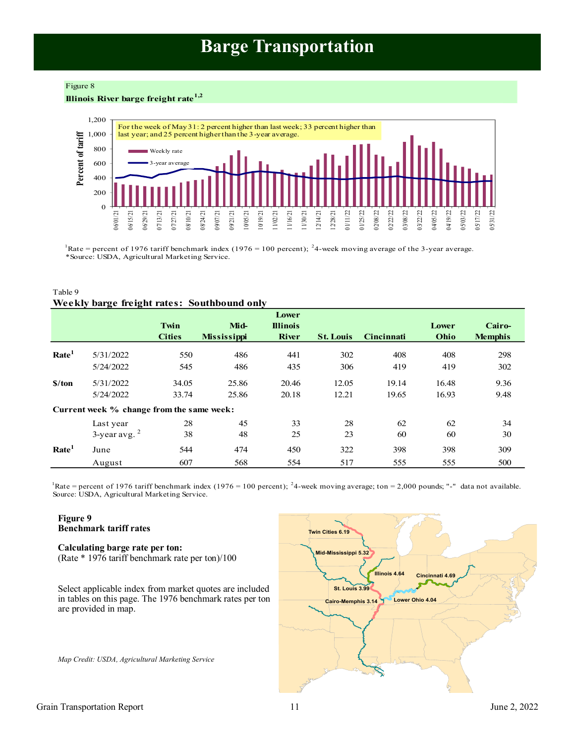# Barge Transportation

Figure 8

**Illinois River barge freight rate**[1,2]

For the week of May 31: 2 percent higher than last week; 33 percent higher than last year; and 25 percent higher than the 3-year average.

[1]Rate = percent of 1976 tariff benchmark index (1976 = 100 percent); [2]4-week moving average of the 3-year average.
*Source: USDA, Agricultural Marketing Service.

Table 9

**Weekly barge freight rates: Southbound only**

| | | Twin Cities | Mid-Mississippi | Lower Illinois River | St. Louis | Cincinnati | Lower Ohio | Cairo-Memphis |
|---|---|---|---|---|---|---|---|---|
| **Rate**[1] | 5/31/2022 | 550 | 486 | 441 | 302 | 408 | 408 | 298 |
| | 5/24/2022 | 545 | 486 | 435 | 306 | 419 | 419 | 302 |
| **$/ton** | 5/31/2022 | 34.05 | 25.86 | 20.46 | 12.05 | 19.14 | 16.48 | 9.36 |
| | 5/24/2022 | 33.74 | 25.86 | 20.18 | 12.21 | 19.65 | 16.93 | 9.48 |
| **Current week % change from the same week:** | | | | | | | | |
| | Last year | 28 | 45 | 33 | 28 | 62 | 62 | 34 |
| | 3-year avg. [2] | 38 | 48 | 25 | 23 | 60 | 60 | 30 |
| **Rate**[1] | June | 544 | 474 | 450 | 322 | 398 | 398 | 309 |
| | August | 607 | 568 | 554 | 517 | 555 | 555 | 500 |

[1]Rate = percent of 1976 tariff benchmark index (1976 = 100 percent); [2]4-week moving average; ton = 2,000 pounds; "-" data not available.
Source: USDA, Agricultural Marketing Service.

**Figure 9**
**Benchmark tariff rates**

**Calculating barge rate per ton:**
(Rate * 1976 tariff benchmark rate per ton)/100

Select applicable index from market quotes are included in tables on this page. The 1976 benchmark rates per ton are provided in map.

Twin Cities 6.19; Mid-Mississippi 5.32; Illinois 4.64; Cincinnati 4.69; St. Louis 3.99; Cairo-Memphis 3.14; Lower Ohio 4.04

*Map Credit: USDA, Agricultural Marketing Service*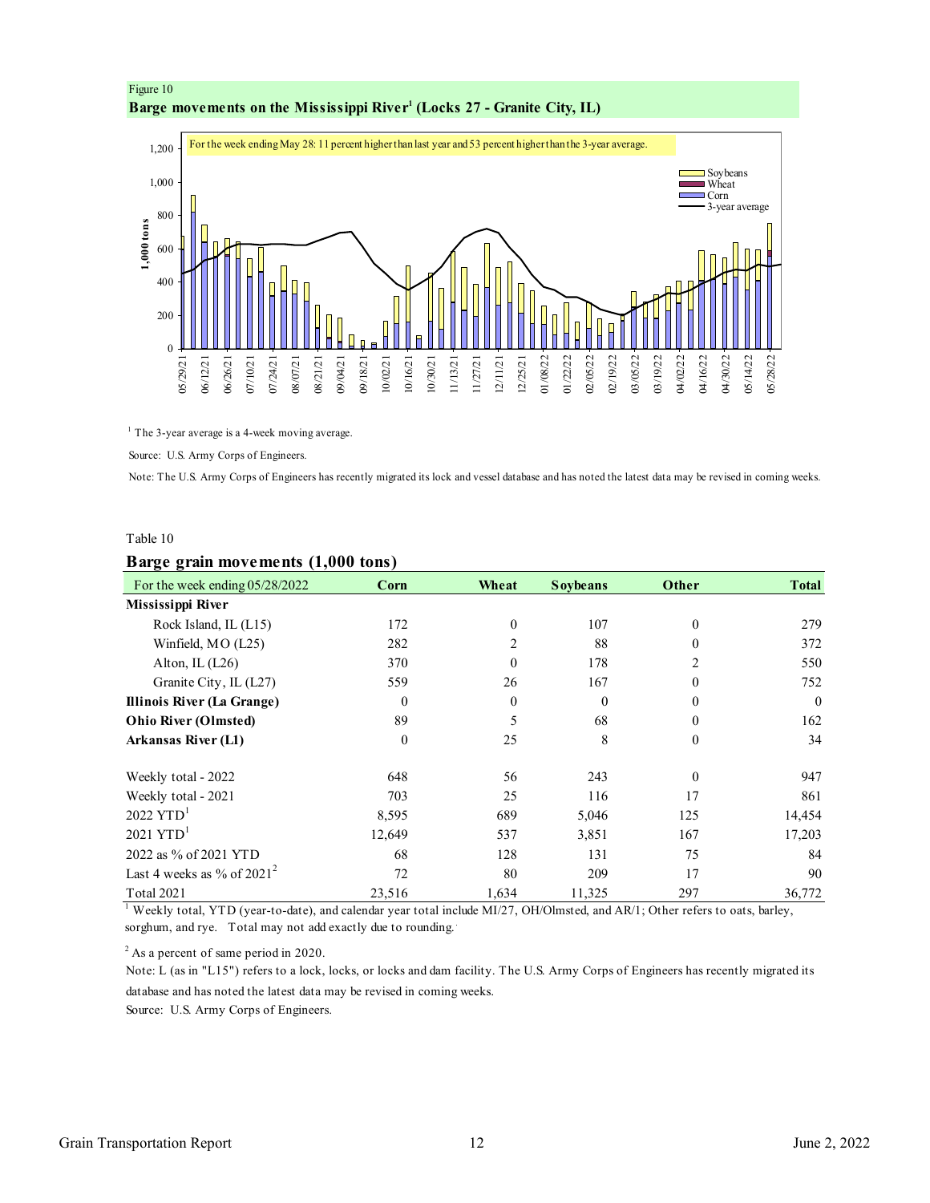Figure 10

**Barge movements on the Mississippi River[1] (Locks 27 - Granite City, IL)**

For the week ending May 28: 11 percent higher than last year and 53 percent higher than the 3-year average.

[1] The 3-year average is a 4-week moving average.

Source: U.S. Army Corps of Engineers.

Note: The U.S. Army Corps of Engineers has recently migrated its lock and vessel database and has noted the latest data may be revised in coming weeks.

Table 10

**Barge grain movements (1,000 tons)**

| For the week ending 05/28/2022 | Corn | Wheat | Soybeans | Other | Total |
|---|---|---|---|---|---|
| **Mississippi River** | | | | | |
| Rock Island, IL (L15) | 172 | 0 | 107 | 0 | 279 |
| Winfield, MO (L25) | 282 | 2 | 88 | 0 | 372 |
| Alton, IL (L26) | 370 | 0 | 178 | 2 | 550 |
| Granite City, IL (L27) | 559 | 26 | 167 | 0 | 752 |
| **Illinois River (La Grange)** | 0 | 0 | 0 | 0 | 0 |
| **Ohio River (Olmsted)** | 89 | 5 | 68 | 0 | 162 |
| **Arkansas River (L1)** | 0 | 25 | 8 | 0 | 34 |
| | | | | | |
| Weekly total - 2022 | 648 | 56 | 243 | 0 | 947 |
| Weekly total - 2021 | 703 | 25 | 116 | 17 | 861 |
| 2022 YTD[1] | 8,595 | 689 | 5,046 | 125 | 14,454 |
| 2021 YTD[1] | 12,649 | 537 | 3,851 | 167 | 17,203 |
| 2022 as % of 2021 YTD | 68 | 128 | 131 | 75 | 84 |
| Last 4 weeks as % of 2021[2] | 72 | 80 | 209 | 17 | 90 |
| Total 2021 | 23,516 | 1,634 | 11,325 | 297 | 36,772 |

[1] Weekly total, YTD (year-to-date), and calendar year total include MI/27, OH/Olmsted, and AR/1; Other refers to oats, barley, sorghum, and rye. Total may not add exactly due to rounding.

[2] As a percent of same period in 2020.

Note: L (as in "L15") refers to a lock, locks, or locks and dam facility. The U.S. Army Corps of Engineers has recently migrated its database and has noted the latest data may be revised in coming weeks.

Source: U.S. Army Corps of Engineers.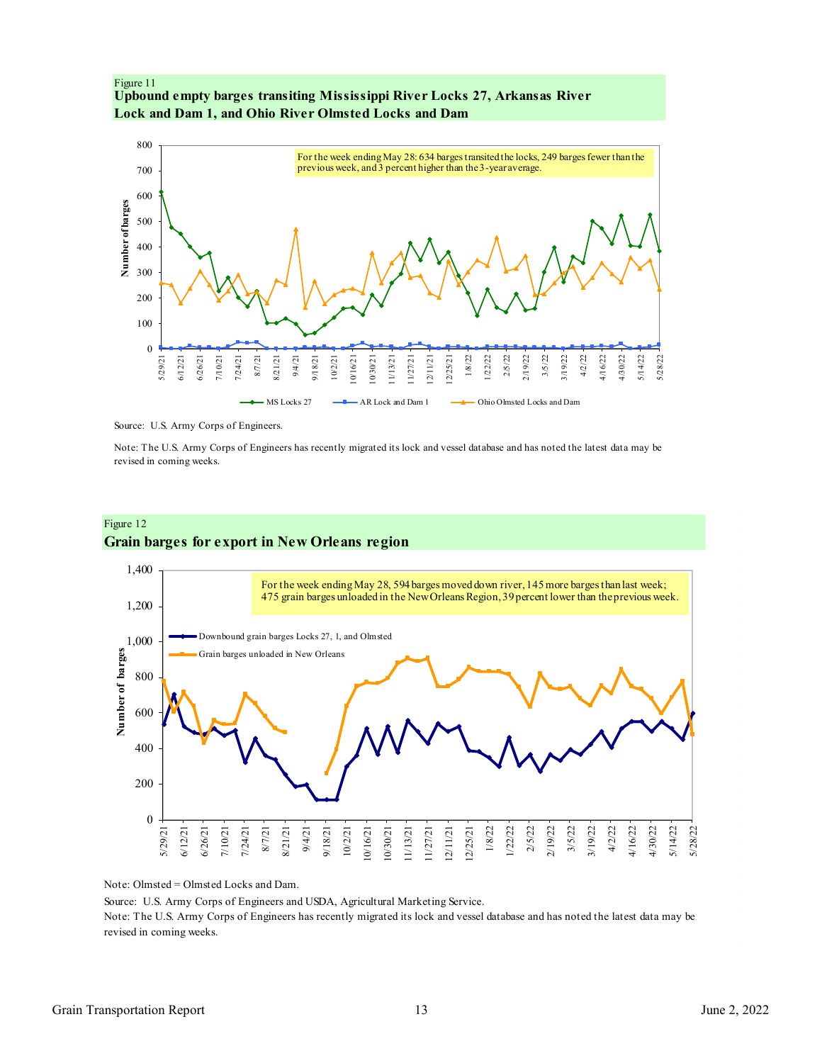Figure 11

**Upbound empty barges transiting Mississippi River Locks 27, Arkansas River Lock and Dam 1, and Ohio River Olmsted Locks and Dam**

For the week ending May 28: 634 barges transited the locks, 249 barges fewer than the previous week, and 3 percent higher than the 3-year average.

Source: U.S. Army Corps of Engineers.

Note: The U.S. Army Corps of Engineers has recently migrated its lock and vessel database and has noted the latest data may be revised in coming weeks.

Figure 12

**Grain barges for export in New Orleans region**

For the week ending May 28, 594 barges moved down river, 145 more barges than last week; 475 grain barges unloaded in the New Orleans Region, 39 percent lower than the previous week.

Note: Olmsted = Olmsted Locks and Dam.

Source: U.S. Army Corps of Engineers and USDA, Agricultural Marketing Service.

Note: The U.S. Army Corps of Engineers has recently migrated its lock and vessel database and has noted the latest data may be revised in coming weeks.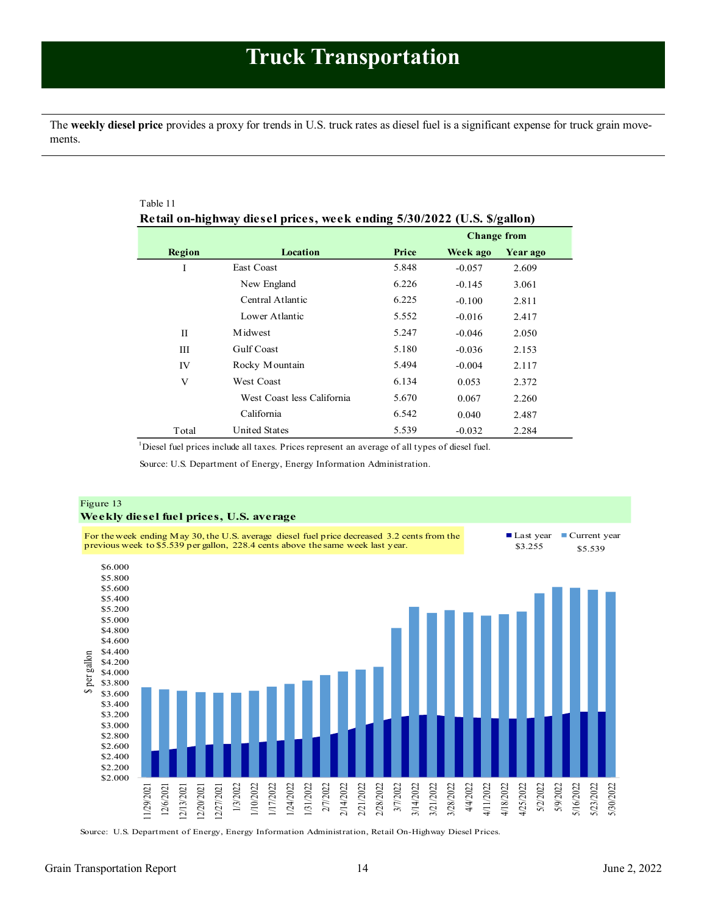# Truck Transportation

The **weekly diesel price** provides a proxy for trends in U.S. truck rates as diesel fuel is a significant expense for truck grain movements.

Table 11

**Retail on-highway diesel prices, week ending 5/30/2022 (U.S. $/gallon)**

| Region | Location | Price | Change from Week ago | Change from Year ago |
|---|---|---|---|---|
| I | East Coast | 5.848 | -0.057 | 2.609 |
| | New England | 6.226 | -0.145 | 3.061 |
| | Central Atlantic | 6.225 | -0.100 | 2.811 |
| | Lower Atlantic | 5.552 | -0.016 | 2.417 |
| II | Midwest | 5.247 | -0.046 | 2.050 |
| III | Gulf Coast | 5.180 | -0.036 | 2.153 |
| IV | Rocky Mountain | 5.494 | -0.004 | 2.117 |
| V | West Coast | 6.134 | 0.053 | 2.372 |
| | West Coast less California | 5.670 | 0.067 | 2.260 |
| | California | 6.542 | 0.040 | 2.487 |
| Total | United States | 5.539 | -0.032 | 2.284 |

[1]Diesel fuel prices include all taxes. Prices represent an average of all types of diesel fuel.

Source: U.S. Department of Energy, Energy Information Administration.

Figure 13

**Weekly diesel fuel prices, U.S. average**

For the week ending May 30, the U.S. average diesel fuel price decreased 3.2 cents from the previous week to $5.539 per gallon, 228.4 cents above the same week last year.

Last year $3.255 | Current year $5.539

Source: U.S. Department of Energy, Energy Information Administration, Retail On-Highway Diesel Prices.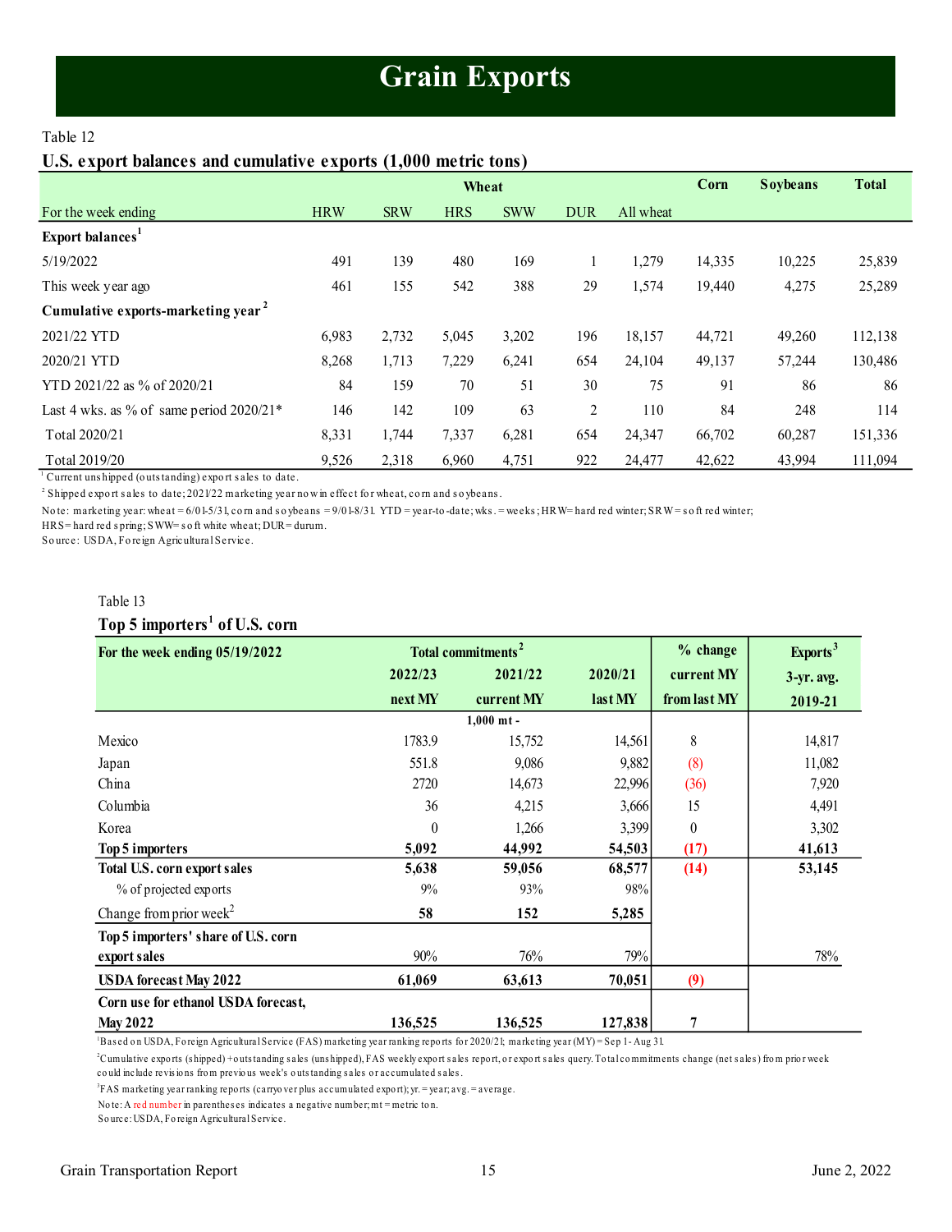# Grain Exports

Table 12

## U.S. export balances and cumulative exports (1,000 metric tons)

| | Wheat | | | | | | Corn | Soybeans | Total |
|---|---|---|---|---|---|---|---|---|---|
| For the week ending | HRW | SRW | HRS | SWW | DUR | All wheat | | | |
| **Export balances**[1] | | | | | | | | | |
| 5/19/2022 | 491 | 139 | 480 | 169 | 1 | 1,279 | 14,335 | 10,225 | 25,839 |
| This week year ago | 461 | 155 | 542 | 388 | 29 | 1,574 | 19,440 | 4,275 | 25,289 |
| **Cumulative exports-marketing year**[2] | | | | | | | | | |
| 2021/22 YTD | 6,983 | 2,732 | 5,045 | 3,202 | 196 | 18,157 | 44,721 | 49,260 | 112,138 |
| 2020/21 YTD | 8,268 | 1,713 | 7,229 | 6,241 | 654 | 24,104 | 49,137 | 57,244 | 130,486 |
| YTD 2021/22 as % of 2020/21 | 84 | 159 | 70 | 51 | 30 | 75 | 91 | 86 | 86 |
| Last 4 wks. as % of same period 2020/21* | 146 | 142 | 109 | 63 | 2 | 110 | 84 | 248 | 114 |
| Total 2020/21 | 8,331 | 1,744 | 7,337 | 6,281 | 654 | 24,347 | 66,702 | 60,287 | 151,336 |
| Total 2019/20 | 9,526 | 2,318 | 6,960 | 4,751 | 922 | 24,477 | 42,622 | 43,994 | 111,094 |

[1] Current unshipped (outstanding) export sales to date.

[2] Shipped export sales to date; 2021/22 marketing year now in effect for wheat, corn and soybeans.

Note: marketing year: wheat = 6/01-5/31, corn and soybeans = 9/01-8/31. YTD = year-to-date; wks. = weeks; HRW= hard red winter; SRW = soft red winter; HRS= hard red spring; SWW= soft white wheat; DUR= durum.

Source: USDA, Foreign Agricultural Service.

Table 13

## Top 5 importers[1] of U.S. corn

| For the week ending 05/19/2022 | Total commitments[2] | | | % change | Exports[3] |
|---|---|---|---|---|---|
| | 2022/23 next MY | 2021/22 current MY | 2020/21 last MY | current MY from last MY | 3-yr. avg. 2019-21 |
| | | 1,000 mt - | | | |
| Mexico | 1783.9 | 15,752 | 14,561 | 8 | 14,817 |
| Japan | 551.8 | 9,086 | 9,882 | (8) | 11,082 |
| China | 2720 | 14,673 | 22,996 | (36) | 7,920 |
| Columbia | 36 | 4,215 | 3,666 | 15 | 4,491 |
| Korea | 0 | 1,266 | 3,399 | 0 | 3,302 |
| **Top 5 importers** | **5,092** | **44,992** | **54,503** | **(17)** | **41,613** |
| **Total U.S. corn export sales** | **5,638** | **59,056** | **68,577** | **(14)** | **53,145** |
| % of projected exports | 9% | 93% | 98% | | |
| Change from prior week[2] | **58** | **152** | **5,285** | | |
| **Top 5 importers' share of U.S. corn export sales** | 90% | 76% | 79% | | 78% |
| **USDA forecast May 2022** | **61,069** | **63,613** | **70,051** | **(9)** | |
| **Corn use for ethanol USDA forecast, May 2022** | **136,525** | **136,525** | **127,838** | **7** | |

[1] Based on USDA, Foreign Agricultural Service (FAS) marketing year ranking reports for 2020/21; marketing year (MY) = Sep 1 - Aug 31.

[2] Cumulative exports (shipped) + outstanding sales (unshipped), FAS weekly export sales report, or export sales query. Total commitments change (net sales) from prior week could include revisions from previous week's outstanding sales or accumulated sales.

[3] FAS marketing year ranking reports (carryover plus accumulated export); yr. = year; avg. = average.

Note: A red number in parentheses indicates a negative number; mt = metric ton.

Source: USDA, Foreign Agricultural Service.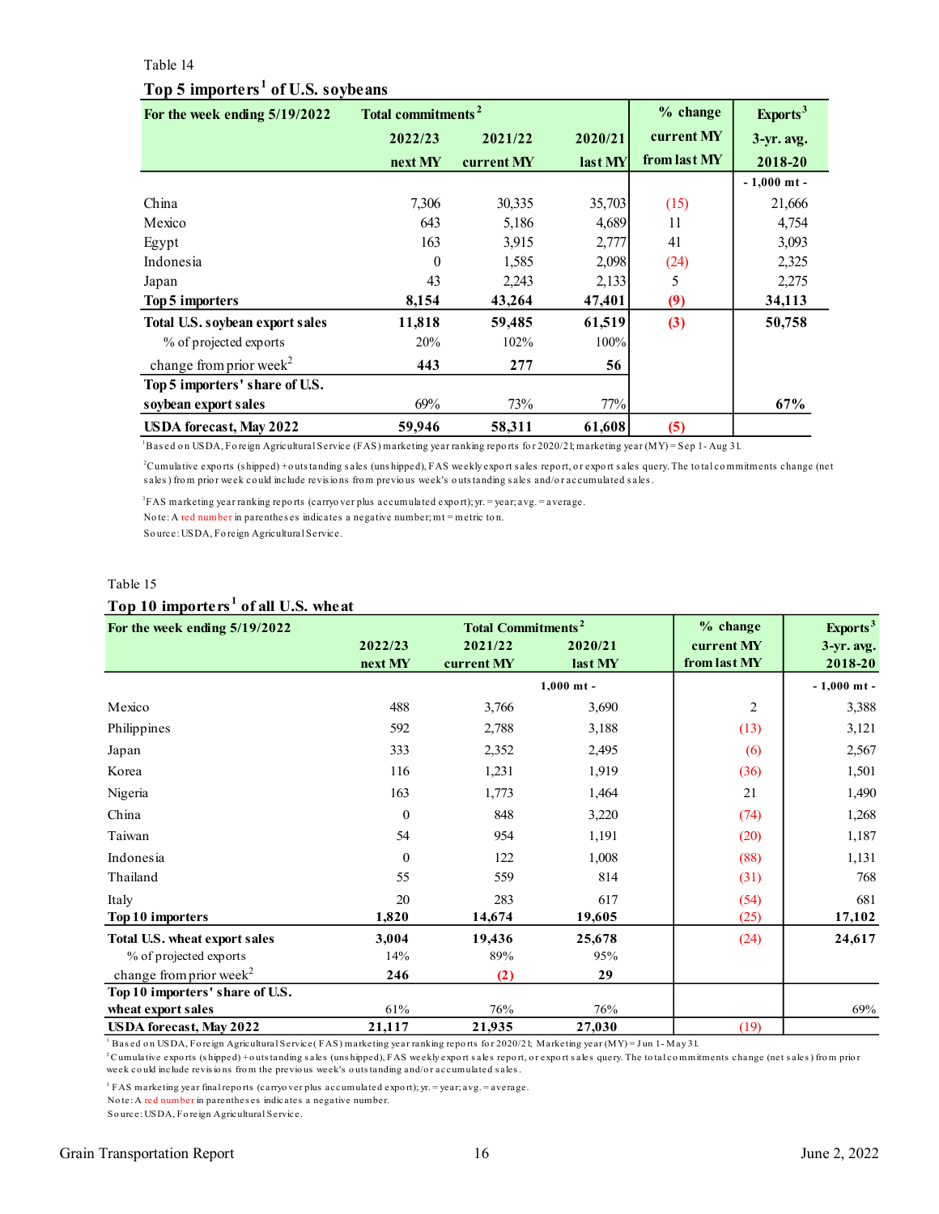Table 14

**Top 5 importers[1] of U.S. soybeans**

| For the week ending 5/19/2022 | Total commitments[2] | | | % change | Exports[3] |
|---|---|---|---|---|---|
| | 2022/23 | 2021/22 | 2020/21 | current MY | 3-yr. avg. |
| | next MY | current MY | last MY | from last MY | 2018-20 |
| | | | | | - 1,000 mt - |
| China | 7,306 | 30,335 | 35,703 | (15) | 21,666 |
| Mexico | 643 | 5,186 | 4,689 | 11 | 4,754 |
| Egypt | 163 | 3,915 | 2,777 | 41 | 3,093 |
| Indonesia | 0 | 1,585 | 2,098 | (24) | 2,325 |
| Japan | 43 | 2,243 | 2,133 | 5 | 2,275 |
| **Top 5 importers** | **8,154** | **43,264** | **47,401** | **(9)** | **34,113** |
| **Total U.S. soybean export sales** | **11,818** | **59,485** | **61,519** | **(3)** | **50,758** |
| % of projected exports | 20% | 102% | 100% | | |
| change from prior week[2] | **443** | **277** | **56** | | |
| **Top 5 importers' share of U.S. soybean export sales** | 69% | 73% | 77% | | **67%** |
| **USDA forecast, May 2022** | **59,946** | **58,311** | **61,608** | **(5)** | |

[1]Based on USDA, Foreign Agricultural Service (FAS) marketing year ranking reports for 2020/21; marketing year (MY) = Sep 1 - Aug 31.

[2]Cumulative exports (shipped) + outstanding sales (unshipped), FAS weekly export sales report, or export sales query. The total commitments change (net sales) from prior week could include revisions from previous week's outstanding sales and/or accumulated sales.

[3]FAS marketing year ranking reports (carryover plus accumulated export); yr. = year; avg. = average.

Note: A red number in parentheses indicates a negative number; mt = metric ton.

Source: USDA, Foreign Agricultural Service.

Table 15

**Top 10 importers[1] of all U.S. wheat**

| For the week ending 5/19/2022 | Total Commitments[2] | | | % change | Exports[3] |
|---|---|---|---|---|---|
| | 2022/23 | 2021/22 | 2020/21 | current MY | 3-yr. avg. |
| | next MY | current MY | last MY | from last MY | 2018-20 |
| | | | 1,000 mt - | | - 1,000 mt - |
| Mexico | 488 | 3,766 | 3,690 | 2 | 3,388 |
| Philippines | 592 | 2,788 | 3,188 | (13) | 3,121 |
| Japan | 333 | 2,352 | 2,495 | (6) | 2,567 |
| Korea | 116 | 1,231 | 1,919 | (36) | 1,501 |
| Nigeria | 163 | 1,773 | 1,464 | 21 | 1,490 |
| China | 0 | 848 | 3,220 | (74) | 1,268 |
| Taiwan | 54 | 954 | 1,191 | (20) | 1,187 |
| Indonesia | 0 | 122 | 1,008 | (88) | 1,131 |
| Thailand | 55 | 559 | 814 | (31) | 768 |
| Italy | 20 | 283 | 617 | (54) | 681 |
| **Top 10 importers** | **1,820** | **14,674** | **19,605** | (25) | **17,102** |
| **Total U.S. wheat export sales** | **3,004** | **19,436** | **25,678** | (24) | **24,617** |
| % of projected exports | 14% | 89% | 95% | | |
| change from prior week[2] | **246** | **(2)** | **29** | | |
| **Top 10 importers' share of U.S. wheat export sales** | 61% | 76% | 76% | | 69% |
| **USDA forecast, May 2022** | **21,117** | **21,935** | **27,030** | (19) | |

[1] Based on USDA, Foreign Agricultural Service (FAS) marketing year ranking reports for 2020/21; Marketing year (MY) = Jun 1 - May 31.

[2] Cumulative exports (shipped) + outstanding sales (unshipped), FAS weekly export sales report, or export sales query. The total commitments change (net sales) from prior week could include revisions from the previous week's outstanding sales and/or accumulated sales.

[3] FAS marketing year final reports (carryover plus accumulated export); yr. = year; avg. = average.

Note: A red number in parentheses indicates a negative number.

Source: USDA, Foreign Agricultural Service.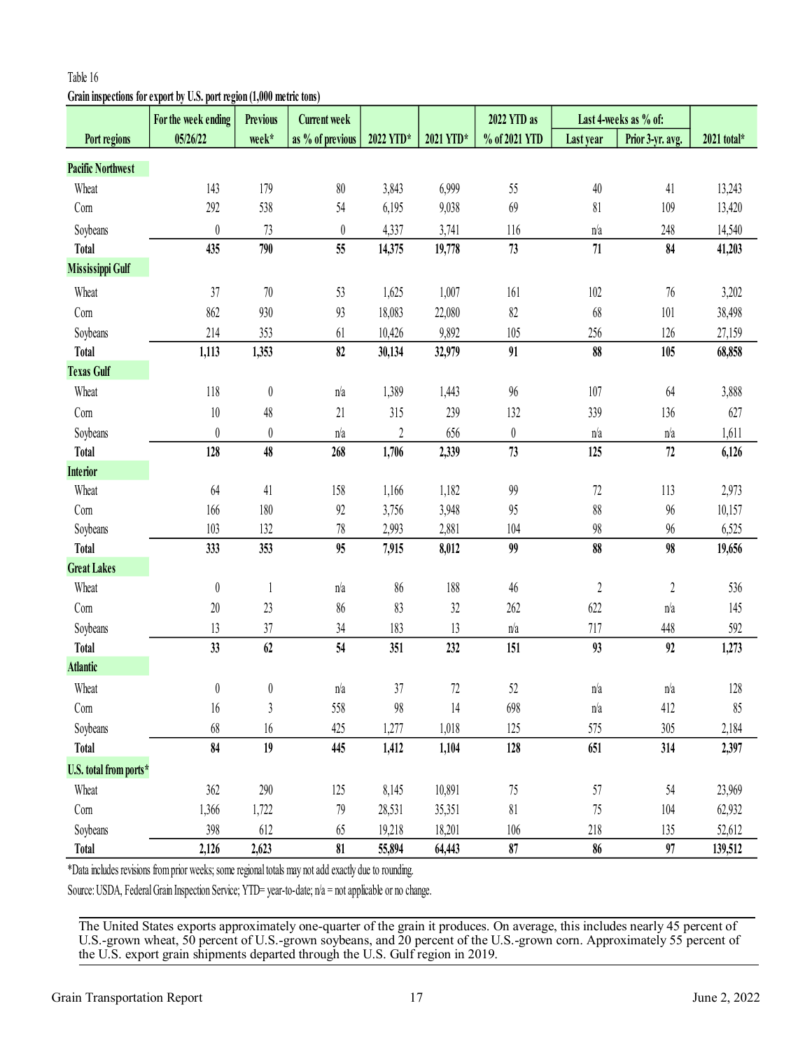Table 16

**Grain inspections for export by U.S. port region (1,000 metric tons)**

| Port regions | For the week ending 05/26/22 | Previous week* | Current week as % of previous | 2022 YTD* | 2021 YTD* | 2022 YTD as % of 2021 YTD | Last 4-weeks as % of: | | 2021 total* |
|---|---|---|---|---|---|---|---|---|---|
| | | | | | | | Last year | Prior 3-yr. avg. | |
| **Pacific Northwest** | | | | | | | | | |
| Wheat | 143 | 179 | 80 | 3,843 | 6,999 | 55 | 40 | 41 | 13,243 |
| Corn | 292 | 538 | 54 | 6,195 | 9,038 | 69 | 81 | 109 | 13,420 |
| Soybeans | 0 | 73 | 0 | 4,337 | 3,741 | 116 | n/a | 248 | 14,540 |
| **Total** | **435** | **790** | **55** | **14,375** | **19,778** | **73** | **71** | **84** | **41,203** |
| **Mississippi Gulf** | | | | | | | | | |
| Wheat | 37 | 70 | 53 | 1,625 | 1,007 | 161 | 102 | 76 | 3,202 |
| Corn | 862 | 930 | 93 | 18,083 | 22,080 | 82 | 68 | 101 | 38,498 |
| Soybeans | 214 | 353 | 61 | 10,426 | 9,892 | 105 | 256 | 126 | 27,159 |
| **Total** | **1,113** | **1,353** | **82** | **30,134** | **32,979** | **91** | **88** | **105** | **68,858** |
| **Texas Gulf** | | | | | | | | | |
| Wheat | 118 | 0 | n/a | 1,389 | 1,443 | 96 | 107 | 64 | 3,888 |
| Corn | 10 | 48 | 21 | 315 | 239 | 132 | 339 | 136 | 627 |
| Soybeans | 0 | 0 | n/a | 2 | 656 | 0 | n/a | n/a | 1,611 |
| **Total** | **128** | **48** | **268** | **1,706** | **2,339** | **73** | **125** | **72** | **6,126** |
| **Interior** | | | | | | | | | |
| Wheat | 64 | 41 | 158 | 1,166 | 1,182 | 99 | 72 | 113 | 2,973 |
| Corn | 166 | 180 | 92 | 3,756 | 3,948 | 95 | 88 | 96 | 10,157 |
| Soybeans | 103 | 132 | 78 | 2,993 | 2,881 | 104 | 98 | 96 | 6,525 |
| **Total** | **333** | **353** | **95** | **7,915** | **8,012** | **99** | **88** | **98** | **19,656** |
| **Great Lakes** | | | | | | | | | |
| Wheat | 0 | 1 | n/a | 86 | 188 | 46 | 2 | 2 | 536 |
| Corn | 20 | 23 | 86 | 83 | 32 | 262 | 622 | n/a | 145 |
| Soybeans | 13 | 37 | 34 | 183 | 13 | n/a | 717 | 448 | 592 |
| **Total** | **33** | **62** | **54** | **351** | **232** | **151** | **93** | **92** | **1,273** |
| **Atlantic** | | | | | | | | | |
| Wheat | 0 | 0 | n/a | 37 | 72 | 52 | n/a | n/a | 128 |
| Corn | 16 | 3 | 558 | 98 | 14 | 698 | n/a | 412 | 85 |
| Soybeans | 68 | 16 | 425 | 1,277 | 1,018 | 125 | 575 | 305 | 2,184 |
| **Total** | **84** | **19** | **445** | **1,412** | **1,104** | **128** | **651** | **314** | **2,397** |
| **U.S. total from ports*** | | | | | | | | | |
| Wheat | 362 | 290 | 125 | 8,145 | 10,891 | 75 | 57 | 54 | 23,969 |
| Corn | 1,366 | 1,722 | 79 | 28,531 | 35,351 | 81 | 75 | 104 | 62,932 |
| Soybeans | 398 | 612 | 65 | 19,218 | 18,201 | 106 | 218 | 135 | 52,612 |
| **Total** | **2,126** | **2,623** | **81** | **55,894** | **64,443** | **87** | **86** | **97** | **139,512** |

*Data includes revisions from prior weeks; some regional totals may not add exactly due to rounding.

Source: USDA, Federal Grain Inspection Service; YTD= year-to-date; n/a = not applicable or no change.

The United States exports approximately one-quarter of the grain it produces. On average, this includes nearly 45 percent of U.S.-grown wheat, 50 percent of U.S.-grown soybeans, and 20 percent of the U.S.-grown corn. Approximately 55 percent of the U.S. export grain shipments departed through the U.S. Gulf region in 2019.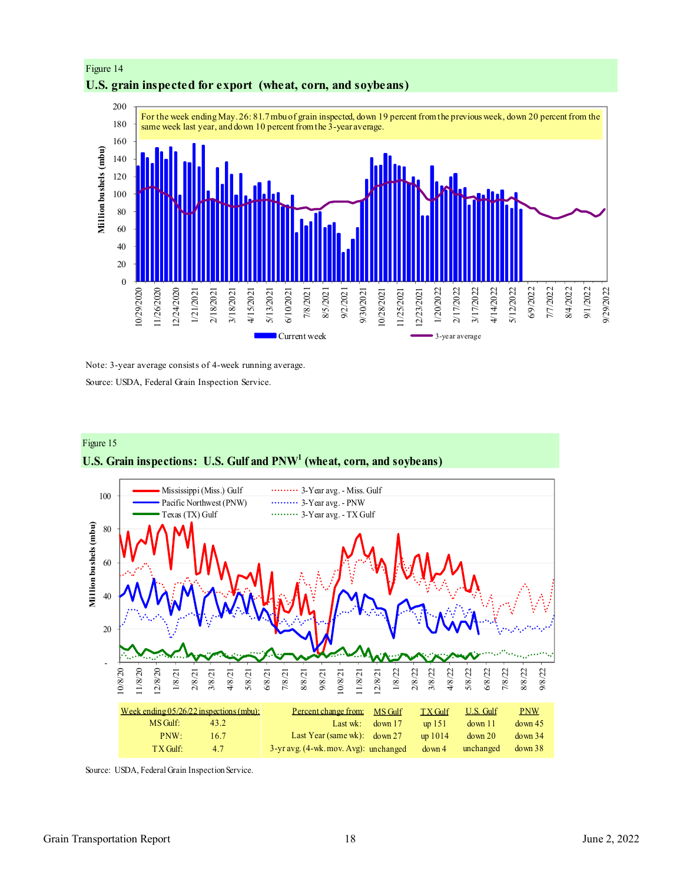Figure 14

**U.S. grain inspected for export (wheat, corn, and soybeans)**

For the week ending May. 26: 81.7 mbu of grain inspected, down 19 percent from the previous week, down 20 percent from the same week last year, and down 10 percent from the 3-year average.

Note: 3-year average consists of 4-week running average.

Source: USDA, Federal Grain Inspection Service.

Figure 15

**U.S. Grain inspections: U.S. Gulf and PNW[1] (wheat, corn, and soybeans)**

| Week ending 05/26/22 inspections (mbu): | | Percent change from: | MS Gulf | TX Gulf | U.S. Gulf | PNW |
|---|---|---|---|---|---|---|
| MS Gulf: | 43.2 | Last wk: | down 17 | up 151 | down 11 | down 45 |
| PNW: | 16.7 | Last Year (same wk): | down 27 | up 1014 | down 20 | down 34 |
| TX Gulf: | 4.7 | 3-yr avg. (4-wk. mov. Avg): | unchanged | down 4 | unchanged | down 38 |

Source: USDA, Federal Grain Inspection Service.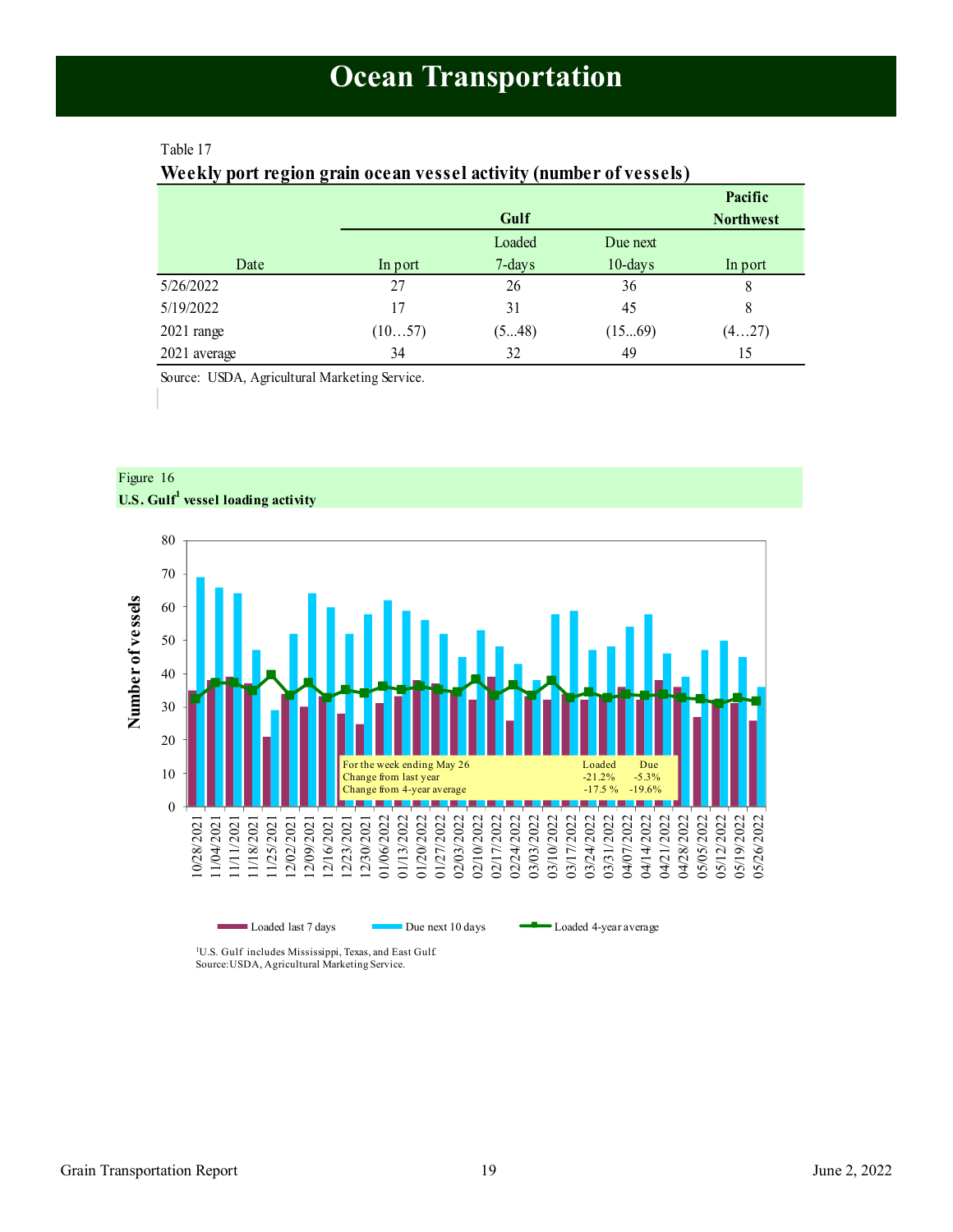# Ocean Transportation

Table 17

**Weekly port region grain ocean vessel activity (number of vessels)**

| | Gulf | | | Pacific Northwest |
|---|---|---|---|---|
| Date | In port | Loaded 7-days | Due next 10-days | In port |
| 5/26/2022 | 27 | 26 | 36 | 8 |
| 5/19/2022 | 17 | 31 | 45 | 8 |
| 2021 range | (10…57) | (5...48) | (15...69) | (4…27) |
| 2021 average | 34 | 32 | 49 | 15 |

Source: USDA, Agricultural Marketing Service.

Figure 16

**U.S. Gulf[1] vessel loading activity**

| For the week ending May 26 | Loaded | Due |
|---|---|---|
| Change from last year | -21.2% | -5.3% |
| Change from 4-year average | -17.5 % | -19.6% |

Loaded last 7 days; Due next 10 days; Loaded 4-year average

[1]U.S. Gulf includes Mississippi, Texas, and East Gulf.
Source: USDA, Agricultural Marketing Service.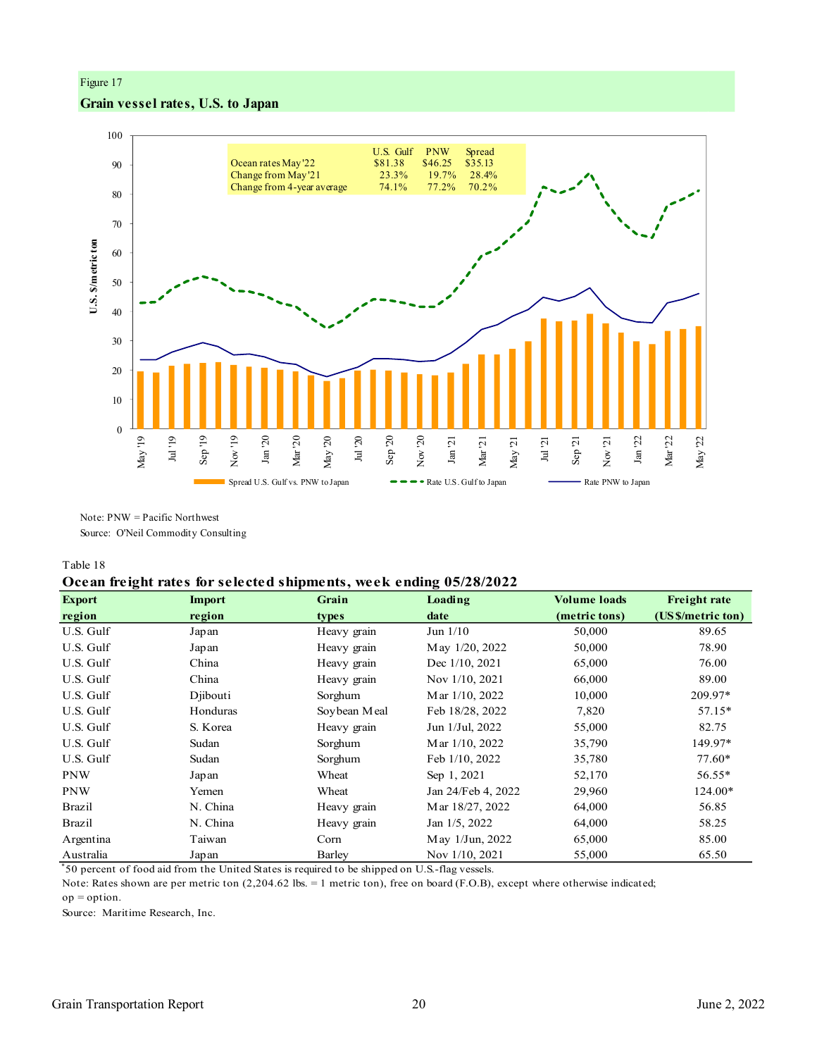Figure 17

**Grain vessel rates, U.S. to Japan**

| | U.S. Gulf | PNW | Spread |
|---|---|---|---|
| Ocean rates May'22 | $81.38 | $46.25 | $35.13 |
| Change from May'21 | 23.3% | 19.7% | 28.4% |
| Change from 4-year average | 74.1% | 77.2% | 70.2% |

Legend: Spread U.S. Gulf vs. PNW to Japan; Rate U.S. Gulf to Japan; Rate PNW to Japan

Note: PNW = Pacific Northwest

Source: O'Neil Commodity Consulting

Table 18

**Ocean freight rates for selected shipments, week ending 05/28/2022**

| Export region | Import region | Grain types | Loading date | Volume loads (metric tons) | Freight rate (US $/metric ton) |
|---|---|---|---|---|---|
| U.S. Gulf | Japan | Heavy grain | Jun 1/10 | 50,000 | 89.65 |
| U.S. Gulf | Japan | Heavy grain | May 1/20, 2022 | 50,000 | 78.90 |
| U.S. Gulf | China | Heavy grain | Dec 1/10, 2021 | 65,000 | 76.00 |
| U.S. Gulf | China | Heavy grain | Nov 1/10, 2021 | 66,000 | 89.00 |
| U.S. Gulf | Djibouti | Sorghum | Mar 1/10, 2022 | 10,000 | 209.97* |
| U.S. Gulf | Honduras | Soybean Meal | Feb 18/28, 2022 | 7,820 | 57.15* |
| U.S. Gulf | S. Korea | Heavy grain | Jun 1/Jul, 2022 | 55,000 | 82.75 |
| U.S. Gulf | Sudan | Sorghum | Mar 1/10, 2022 | 35,790 | 149.97* |
| U.S. Gulf | Sudan | Sorghum | Feb 1/10, 2022 | 35,780 | 77.60* |
| PNW | Japan | Wheat | Sep 1, 2021 | 52,170 | 56.55* |
| PNW | Yemen | Wheat | Jan 24/Feb 4, 2022 | 29,960 | 124.00* |
| Brazil | N. China | Heavy grain | Mar 18/27, 2022 | 64,000 | 56.85 |
| Brazil | N. China | Heavy grain | Jan 1/5, 2022 | 64,000 | 58.25 |
| Argentina | Taiwan | Corn | May 1/Jun, 2022 | 65,000 | 85.00 |
| Australia | Japan | Barley | Nov 1/10, 2021 | 55,000 | 65.50 |

*50 percent of food aid from the United States is required to be shipped on U.S.-flag vessels.

Note: Rates shown are per metric ton (2,204.62 lbs. = 1 metric ton), free on board (F.O.B), except where otherwise indicated; op = option.

Source: Maritime Research, Inc.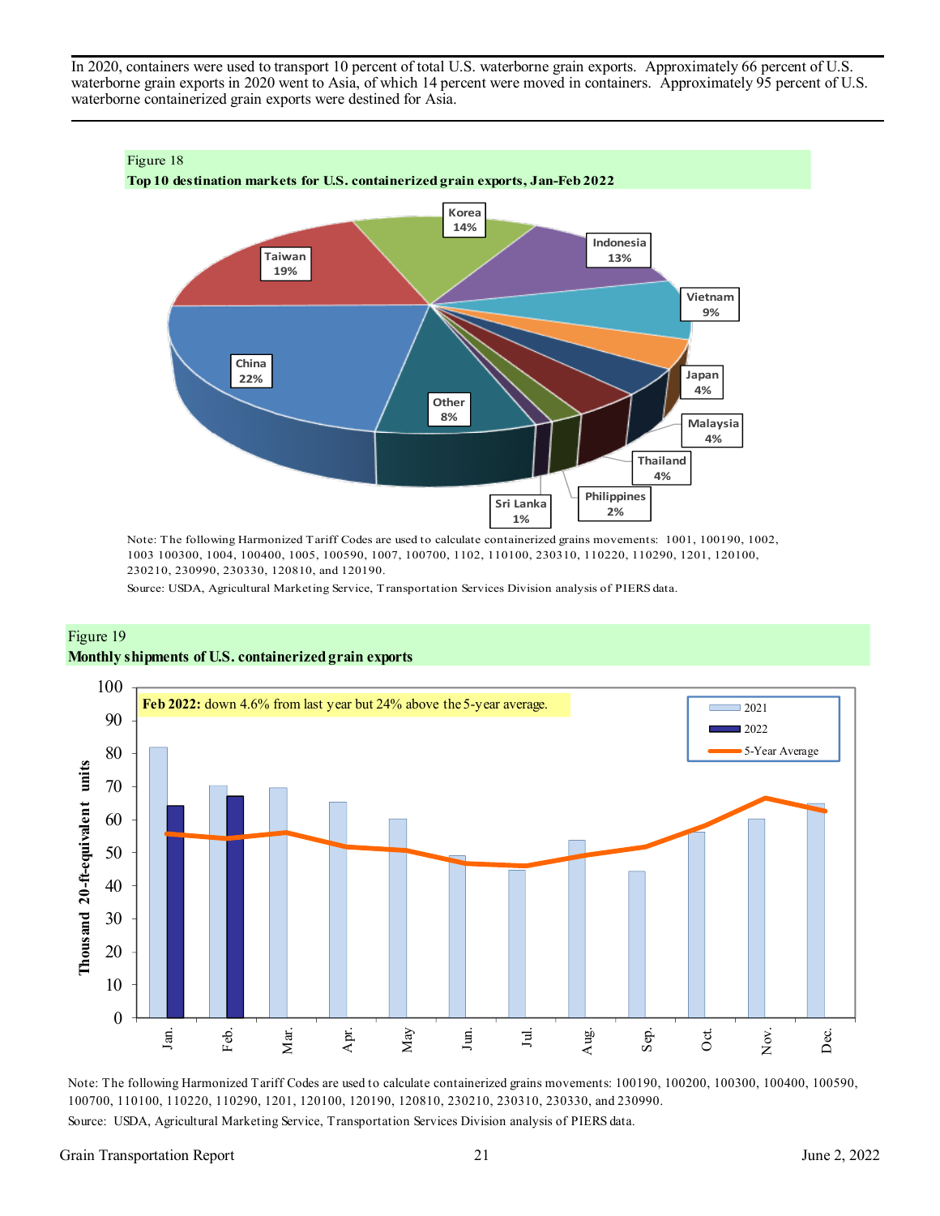In 2020, containers were used to transport 10 percent of total U.S. waterborne grain exports. Approximately 66 percent of U.S. waterborne grain exports in 2020 went to Asia, of which 14 percent were moved in containers. Approximately 95 percent of U.S. waterborne containerized grain exports were destined for Asia.

Figure 18

**Top 10 destination markets for U.S. containerized grain exports, Jan-Feb 2022**

| Destination | Share |
|---|---|
| China | 22% |
| Taiwan | 19% |
| Korea | 14% |
| Indonesia | 13% |
| Vietnam | 9% |
| Japan | 4% |
| Malaysia | 4% |
| Thailand | 4% |
| Philippines | 2% |
| Sri Lanka | 1% |
| Other | 8% |

Note: The following Harmonized Tariff Codes are used to calculate containerized grains movements: 1001, 100190, 1002, 1003 100300, 1004, 100400, 1005, 100590, 1007, 100700, 1102, 110100, 230310, 110220, 110290, 1201, 120100, 230210, 230990, 230330, 120810, and 120190.

Source: USDA, Agricultural Marketing Service, Transportation Services Division analysis of PIERS data.

Figure 19

**Monthly shipments of U.S. containerized grain exports**

**Feb 2022:** down 4.6% from last year but 24% above the 5-year average.

Note: The following Harmonized Tariff Codes are used to calculate containerized grains movements: 100190, 100200, 100300, 100400, 100590, 100700, 110100, 110220, 110290, 1201, 120100, 120190, 120810, 230210, 230310, 230330, and 230990.

Source: USDA, Agricultural Marketing Service, Transportation Services Division analysis of PIERS data.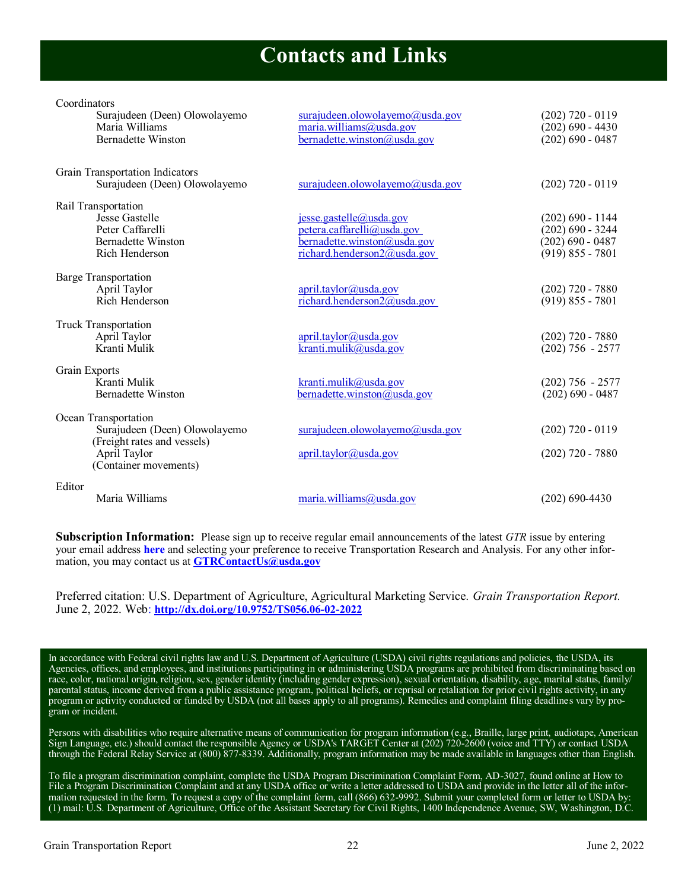# Contacts and Links

| | | |
|---|---|---|
| **Coordinators** | | |
| Surajudeen (Deen) Olowolayemo | surajudeen.olowolayemo@usda.gov | (202) 720 - 0119 |
| Maria Williams | maria.williams@usda.gov | (202) 690 - 4430 |
| Bernadette Winston | bernadette.winston@usda.gov | (202) 690 - 0487 |
| **Grain Transportation Indicators** | | |
| Surajudeen (Deen) Olowolayemo | surajudeen.olowolayemo@usda.gov | (202) 720 - 0119 |
| **Rail Transportation** | | |
| Jesse Gastelle | jesse.gastelle@usda.gov | (202) 690 - 1144 |
| Peter Caffarelli | petera.caffarelli@usda.gov | (202) 690 - 3244 |
| Bernadette Winston | bernadette.winston@usda.gov | (202) 690 - 0487 |
| Rich Henderson | richard.henderson2@usda.gov | (919) 855 - 7801 |
| **Barge Transportation** | | |
| April Taylor | april.taylor@usda.gov | (202) 720 - 7880 |
| Rich Henderson | richard.henderson2@usda.gov | (919) 855 - 7801 |
| **Truck Transportation** | | |
| April Taylor | april.taylor@usda.gov | (202) 720 - 7880 |
| Kranti Mulik | kranti.mulik@usda.gov | (202) 756 - 2577 |
| **Grain Exports** | | |
| Kranti Mulik | kranti.mulik@usda.gov | (202) 756 - 2577 |
| Bernadette Winston | bernadette.winston@usda.gov | (202) 690 - 0487 |
| **Ocean Transportation** | | |
| Surajudeen (Deen) Olowolayemo (Freight rates and vessels) | surajudeen.olowolayemo@usda.gov | (202) 720 - 0119 |
| April Taylor (Container movements) | april.taylor@usda.gov | (202) 720 - 7880 |
| **Editor** | | |
| Maria Williams | maria.williams@usda.gov | (202) 690-4430 |

**Subscription Information:** Please sign up to receive regular email announcements of the latest *GTR* issue by entering your email address **here** and selecting your preference to receive Transportation Research and Analysis. For any other information, you may contact us at **GTRContactUs@usda.gov**

Preferred citation: U.S. Department of Agriculture, Agricultural Marketing Service. *Grain Transportation Report.* June 2, 2022. Web: **http://dx.doi.org/10.9752/TS056.06-02-2022**

In accordance with Federal civil rights law and U.S. Department of Agriculture (USDA) civil rights regulations and policies, the USDA, its Agencies, offices, and employees, and institutions participating in or administering USDA programs are prohibited from discriminating based on race, color, national origin, religion, sex, gender identity (including gender expression), sexual orientation, disability, age, marital status, family/parental status, income derived from a public assistance program, political beliefs, or reprisal or retaliation for prior civil rights activity, in any program or activity conducted or funded by USDA (not all bases apply to all programs). Remedies and complaint filing deadlines vary by program or incident.

Persons with disabilities who require alternative means of communication for program information (e.g., Braille, large print, audiotape, American Sign Language, etc.) should contact the responsible Agency or USDA's TARGET Center at (202) 720-2600 (voice and TTY) or contact USDA through the Federal Relay Service at (800) 877-8339. Additionally, program information may be made available in languages other than English.

To file a program discrimination complaint, complete the USDA Program Discrimination Complaint Form, AD-3027, found online at How to File a Program Discrimination Complaint and at any USDA office or write a letter addressed to USDA and provide in the letter all of the information requested in the form. To request a copy of the complaint form, call (866) 632-9992. Submit your completed form or letter to USDA by: (1) mail: U.S. Department of Agriculture, Office of the Assistant Secretary for Civil Rights, 1400 Independence Avenue, SW, Washington, D.C.